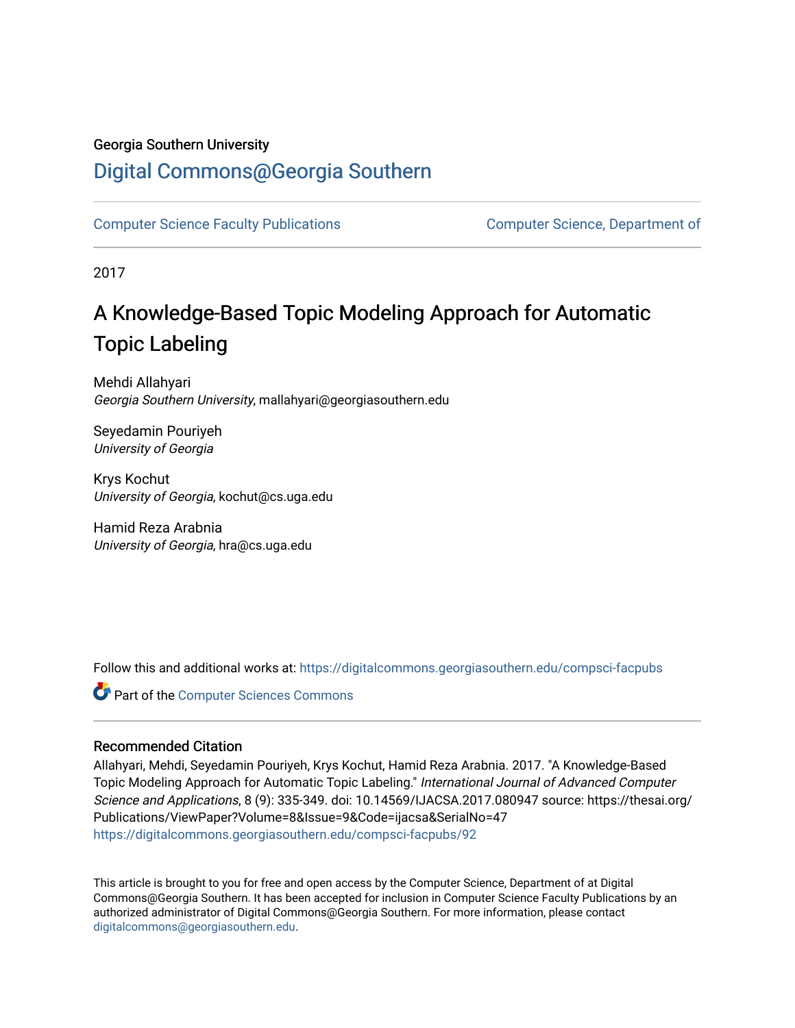Georgia Southern University

# Digital Commons@Georgia Southern

Computer Science Faculty Publications

Computer Science, Department of

2017

# A Knowledge-Based Topic Modeling Approach for Automatic Topic Labeling

Mehdi Allahyari
*Georgia Southern University*, mallahyari@georgiasouthern.edu

Seyedamin Pouriyeh
*University of Georgia*

Krys Kochut
*University of Georgia*, kochut@cs.uga.edu

Hamid Reza Arabnia
*University of Georgia*, hra@cs.uga.edu

Follow this and additional works at: https://digitalcommons.georgiasouthern.edu/compsci-facpubs

Part of the Computer Sciences Commons

## Recommended Citation

Allahyari, Mehdi, Seyedamin Pouriyeh, Krys Kochut, Hamid Reza Arabnia. 2017. "A Knowledge-Based Topic Modeling Approach for Automatic Topic Labeling." *International Journal of Advanced Computer Science and Applications*, 8 (9): 335-349. doi: 10.14569/IJACSA.2017.080947 source: https://thesai.org/Publications/ViewPaper?Volume=8&Issue=9&Code=ijacsa&SerialNo=47
https://digitalcommons.georgiasouthern.edu/compsci-facpubs/92

This article is brought to you for free and open access by the Computer Science, Department of at Digital Commons@Georgia Southern. It has been accepted for inclusion in Computer Science Faculty Publications by an authorized administrator of Digital Commons@Georgia Southern. For more information, please contact digitalcommons@georgiasouthern.edu.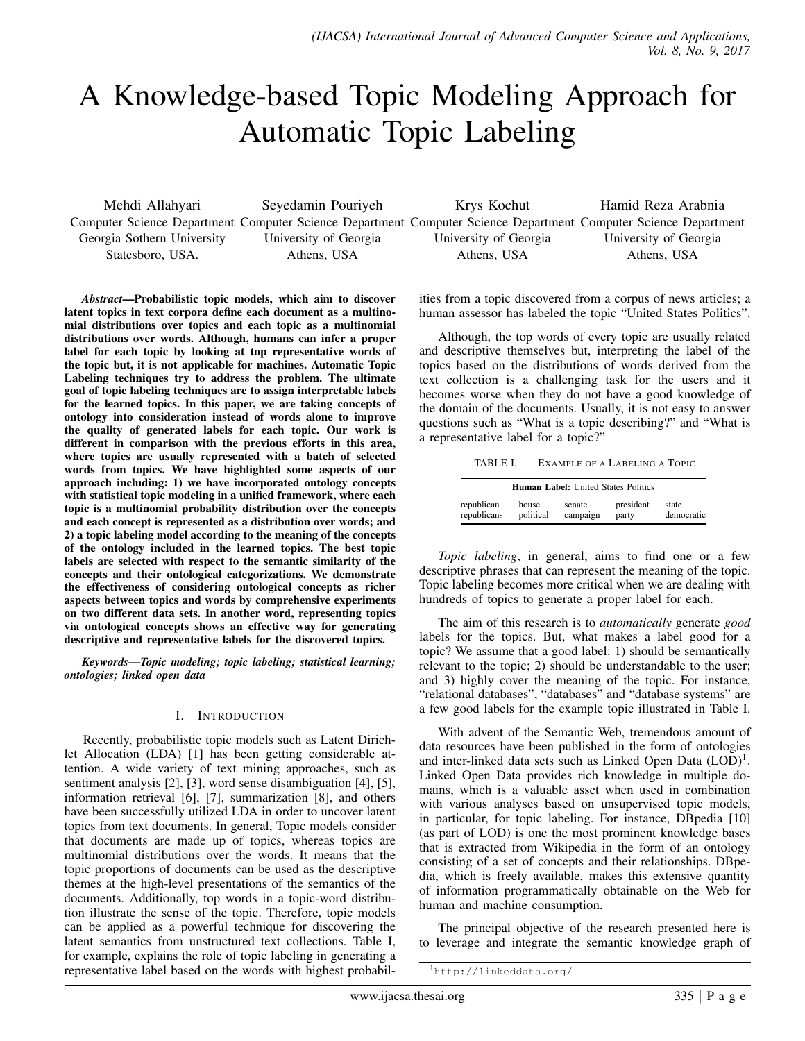# A Knowledge-based Topic Modeling Approach for Automatic Topic Labeling

Mehdi Allahyari
Computer Science Department
Georgia Sothern University
Statesboro, USA.

Seyedamin Pouriyeh
Computer Science Department
University of Georgia
Athens, USA

Krys Kochut
Computer Science Department
University of Georgia
Athens, USA

Hamid Reza Arabnia
Computer Science Department
University of Georgia
Athens, USA

***Abstract*—Probabilistic topic models, which aim to discover latent topics in text corpora define each document as a multinomial distributions over topics and each topic as a multinomial distributions over words. Although, humans can infer a proper label for each topic by looking at top representative words of the topic but, it is not applicable for machines. Automatic Topic Labeling techniques try to address the problem. The ultimate goal of topic labeling techniques are to assign interpretable labels for the learned topics. In this paper, we are taking concepts of ontology into consideration instead of words alone to improve the quality of generated labels for each topic. Our work is different in comparison with the previous efforts in this area, where topics are usually represented with a batch of selected words from topics. We have highlighted some aspects of our approach including: 1) we have incorporated ontology concepts with statistical topic modeling in a unified framework, where each topic is a multinomial probability distribution over the concepts and each concept is represented as a distribution over words; and 2) a topic labeling model according to the meaning of the concepts of the ontology included in the learned topics. The best topic labels are selected with respect to the semantic similarity of the concepts and their ontological categorizations. We demonstrate the effectiveness of considering ontological concepts as richer aspects between topics and words by comprehensive experiments on two different data sets. In another word, representing topics via ontological concepts shows an effective way for generating descriptive and representative labels for the discovered topics.**

***Keywords*—Topic modeling; topic labeling; statistical learning; ontologies; linked open data**

## I. Introduction

Recently, probabilistic topic models such as Latent Dirichlet Allocation (LDA) [1] has been getting considerable attention. A wide variety of text mining approaches, such as sentiment analysis [2], [3], word sense disambiguation [4], [5], information retrieval [6], [7], summarization [8], and others have been successfully utilized LDA in order to uncover latent topics from text documents. In general, Topic models consider that documents are made up of topics, whereas topics are multinomial distributions over the words. It means that the topic proportions of documents can be used as the descriptive themes at the high-level presentations of the semantics of the documents. Additionally, top words in a topic-word distribution illustrate the sense of the topic. Therefore, topic models can be applied as a powerful technique for discovering the latent semantics from unstructured text collections. Table I, for example, explains the role of topic labeling in generating a representative label based on the words with highest probabilities from a topic discovered from a corpus of news articles; a human assessor has labeled the topic "United States Politics".

Although, the top words of every topic are usually related and descriptive themselves but, interpreting the label of the topics based on the distributions of words derived from the text collection is a challenging task for the users and it becomes worse when they do not have a good knowledge of the domain of the documents. Usually, it is not easy to answer questions such as "What is a topic describing?" and "What is a representative label for a topic?"

TABLE I. Example of a Labeling a Topic

| **Human Label:** United States Politics | | | | |
|---|---|---|---|---|
| republican<br>republicans | house<br>political | senate<br>campaign | president<br>party | state<br>democratic |

*Topic labeling*, in general, aims to find one or a few descriptive phrases that can represent the meaning of the topic. Topic labeling becomes more critical when we are dealing with hundreds of topics to generate a proper label for each.

The aim of this research is to *automatically* generate *good* labels for the topics. But, what makes a label good for a topic? We assume that a good label: 1) should be semantically relevant to the topic; 2) should be understandable to the user; and 3) highly cover the meaning of the topic. For instance, "relational databases", "databases" and "database systems" are a few good labels for the example topic illustrated in Table I.

With advent of the Semantic Web, tremendous amount of data resources have been published in the form of ontologies and inter-linked data sets such as Linked Open Data (LOD)[1]. Linked Open Data provides rich knowledge in multiple domains, which is a valuable asset when used in combination with various analyses based on unsupervised topic models, in particular, for topic labeling. For instance, DBpedia [10] (as part of LOD) is one the most prominent knowledge bases that is extracted from Wikipedia in the form of an ontology consisting of a set of concepts and their relationships. DBpedia, which is freely available, makes this extensive quantity of information programmatically obtainable on the Web for human and machine consumption.

The principal objective of the research presented here is to leverage and integrate the semantic knowledge graph of

[1] http://linkeddata.org/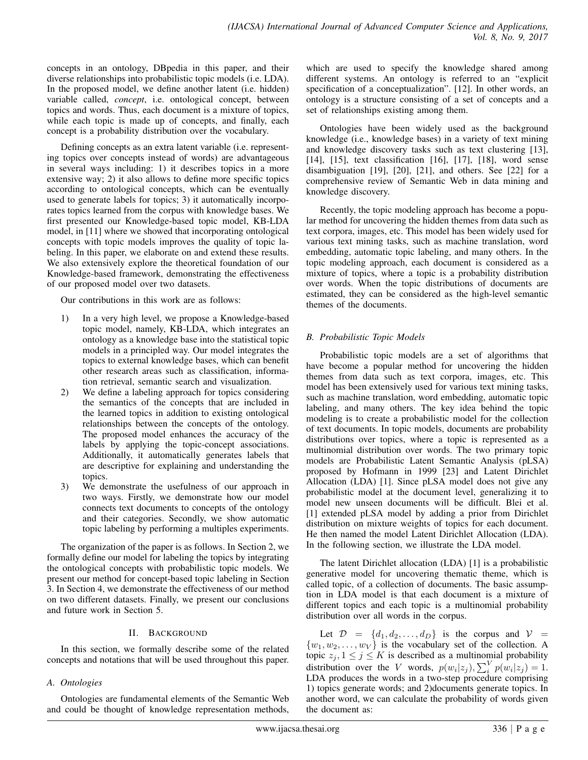concepts in an ontology, DBpedia in this paper, and their diverse relationships into probabilistic topic models (i.e. LDA). In the proposed model, we define another latent (i.e. hidden) variable called, *concept*, i.e. ontological concept, between topics and words. Thus, each document is a mixture of topics, while each topic is made up of concepts, and finally, each concept is a probability distribution over the vocabulary.

Defining concepts as an extra latent variable (i.e. representing topics over concepts instead of words) are advantageous in several ways including: 1) it describes topics in a more extensive way; 2) it also allows to define more specific topics according to ontological concepts, which can be eventually used to generate labels for topics; 3) it automatically incorporates topics learned from the corpus with knowledge bases. We first presented our Knowledge-based topic model, KB-LDA model, in [11] where we showed that incorporating ontological concepts with topic models improves the quality of topic labeling. In this paper, we elaborate on and extend these results. We also extensively explore the theoretical foundation of our Knowledge-based framework, demonstrating the effectiveness of our proposed model over two datasets.

Our contributions in this work are as follows:

1) In a very high level, we propose a Knowledge-based topic model, namely, KB-LDA, which integrates an ontology as a knowledge base into the statistical topic models in a principled way. Our model integrates the topics to external knowledge bases, which can benefit other research areas such as classification, information retrieval, semantic search and visualization.
2) We define a labeling approach for topics considering the semantics of the concepts that are included in the learned topics in addition to existing ontological relationships between the concepts of the ontology. The proposed model enhances the accuracy of the labels by applying the topic-concept associations. Additionally, it automatically generates labels that are descriptive for explaining and understanding the topics.
3) We demonstrate the usefulness of our approach in two ways. Firstly, we demonstrate how our model connects text documents to concepts of the ontology and their categories. Secondly, we show automatic topic labeling by performing a multiples experiments.

The organization of the paper is as follows. In Section 2, we formally define our model for labeling the topics by integrating the ontological concepts with probabilistic topic models. We present our method for concept-based topic labeling in Section 3. In Section 4, we demonstrate the effectiveness of our method on two different datasets. Finally, we present our conclusions and future work in Section 5.

## II. Background

In this section, we formally describe some of the related concepts and notations that will be used throughout this paper.

### A. Ontologies

Ontologies are fundamental elements of the Semantic Web and could be thought of knowledge representation methods, which are used to specify the knowledge shared among different systems. An ontology is referred to an "explicit specification of a conceptualization". [12]. In other words, an ontology is a structure consisting of a set of concepts and a set of relationships existing among them.

Ontologies have been widely used as the background knowledge (i.e., knowledge bases) in a variety of text mining and knowledge discovery tasks such as text clustering [13], [14], [15], text classification [16], [17], [18], word sense disambiguation [19], [20], [21], and others. See [22] for a comprehensive review of Semantic Web in data mining and knowledge discovery.

Recently, the topic modeling approach has become a popular method for uncovering the hidden themes from data such as text corpora, images, etc. This model has been widely used for various text mining tasks, such as machine translation, word embedding, automatic topic labeling, and many others. In the topic modeling approach, each document is considered as a mixture of topics, where a topic is a probability distribution over words. When the topic distributions of documents are estimated, they can be considered as the high-level semantic themes of the documents.

### B. Probabilistic Topic Models

Probabilistic topic models are a set of algorithms that have become a popular method for uncovering the hidden themes from data such as text corpora, images, etc. This model has been extensively used for various text mining tasks, such as machine translation, word embedding, automatic topic labeling, and many others. The key idea behind the topic modeling is to create a probabilistic model for the collection of text documents. In topic models, documents are probability distributions over topics, where a topic is represented as a multinomial distribution over words. The two primary topic models are Probabilistic Latent Semantic Analysis (pLSA) proposed by Hofmann in 1999 [23] and Latent Dirichlet Allocation (LDA) [1]. Since pLSA model does not give any probabilistic model at the document level, generalizing it to model new unseen documents will be difficult. Blei et al. [1] extended pLSA model by adding a prior from Dirichlet distribution on mixture weights of topics for each document. He then named the model Latent Dirichlet Allocation (LDA). In the following section, we illustrate the LDA model.

The latent Dirichlet allocation (LDA) [1] is a probabilistic generative model for uncovering thematic theme, which is called topic, of a collection of documents. The basic assumption in LDA model is that each document is a mixture of different topics and each topic is a multinomial probability distribution over all words in the corpus.

Let $\mathcal{D} = \{d_1, d_2, \ldots, d_D\}$ is the corpus and $\mathcal{V} = \{w_1, w_2, \ldots, w_V\}$ is the vocabulary set of the collection. A topic $z_j, 1 \leq j \leq K$ is described as a multinomial probability distribution over the $V$ words, $p(w_i|z_j), \sum_i^V p(w_i|z_j) = 1$. LDA produces the words in a two-step procedure comprising 1) topics generate words; and 2)documents generate topics. In another word, we can calculate the probability of words given the document as: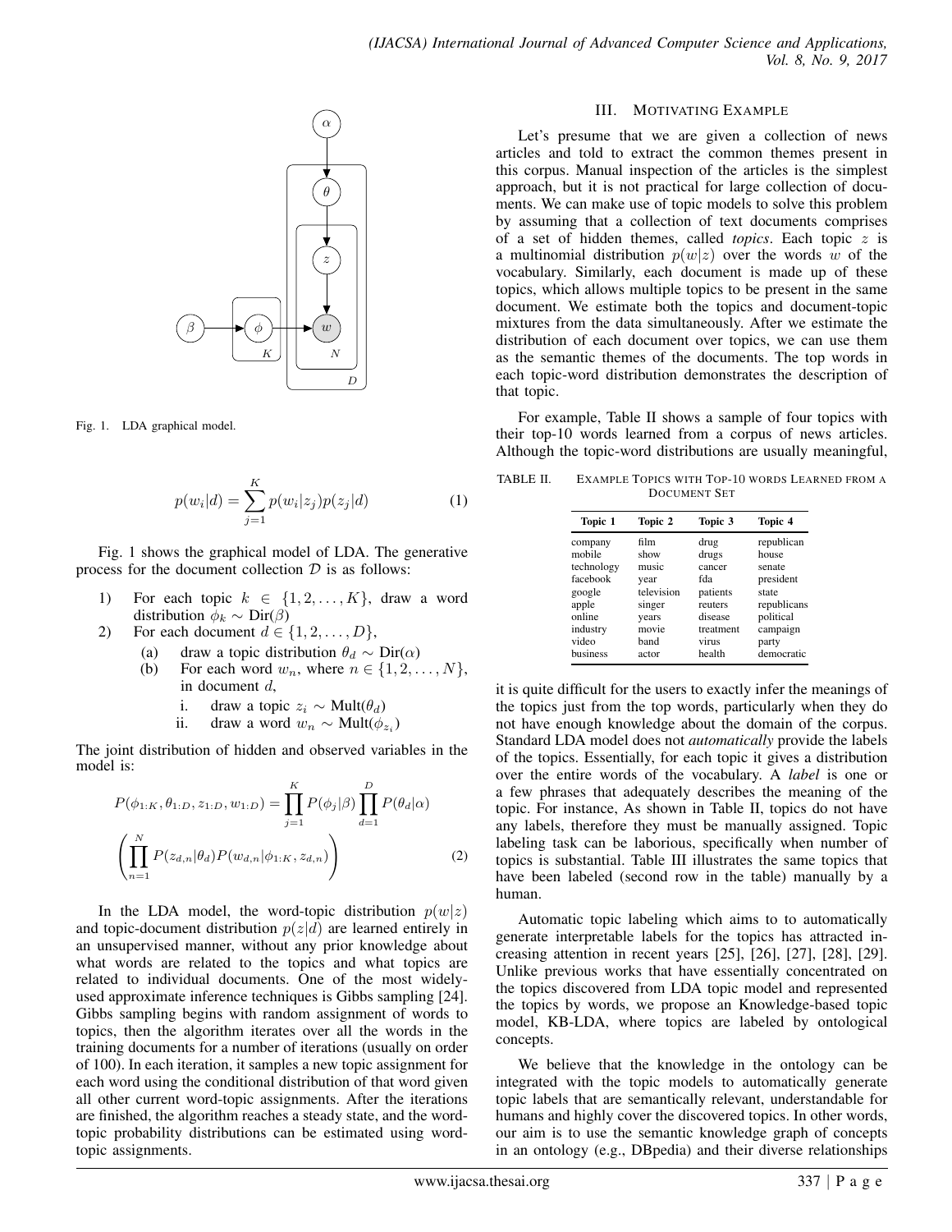Fig. 1. LDA graphical model.

$$p(w_i|d) = \sum_{j=1}^{K} p(w_i|z_j)p(z_j|d) \tag{1}$$

Fig. 1 shows the graphical model of LDA. The generative process for the document collection $\mathcal{D}$ is as follows:

1) For each topic $k \in \{1, 2, \ldots, K\}$, draw a word distribution $\phi_k \sim \text{Dir}(\beta)$
2) For each document $d \in \{1, 2, \ldots, D\}$,
   (a) draw a topic distribution $\theta_d \sim \text{Dir}(\alpha)$
   (b) For each word $w_n$, where $n \in \{1, 2, \ldots, N\}$, in document $d$,
      i. draw a topic $z_i \sim \text{Mult}(\theta_d)$
      ii. draw a word $w_n \sim \text{Mult}(\phi_{z_i})$

The joint distribution of hidden and observed variables in the model is:

$$P(\phi_{1:K}, \theta_{1:D}, z_{1:D}, w_{1:D}) = \prod_{j=1}^{K} P(\phi_j|\beta) \prod_{d=1}^{D} P(\theta_d|\alpha)$$
$$\left( \prod_{n=1}^{N} P(z_{d,n}|\theta_d) P(w_{d,n}|\phi_{1:K}, z_{d,n}) \right) \tag{2}$$

In the LDA model, the word-topic distribution $p(w|z)$ and topic-document distribution $p(z|d)$ are learned entirely in an unsupervised manner, without any prior knowledge about what words are related to the topics and what topics are related to individual documents. One of the most widely-used approximate inference techniques is Gibbs sampling [24]. Gibbs sampling begins with random assignment of words to topics, then the algorithm iterates over all the words in the training documents for a number of iterations (usually on order of 100). In each iteration, it samples a new topic assignment for each word using the conditional distribution of that word given all other current word-topic assignments. After the iterations are finished, the algorithm reaches a steady state, and the word-topic probability distributions can be estimated using word-topic assignments.

## III. Motivating Example

Let's presume that we are given a collection of news articles and told to extract the common themes present in this corpus. Manual inspection of the articles is the simplest approach, but it is not practical for large collection of documents. We can make use of topic models to solve this problem by assuming that a collection of text documents comprises of a set of hidden themes, called *topics*. Each topic $z$ is a multinomial distribution $p(w|z)$ over the words $w$ of the vocabulary. Similarly, each document is made up of these topics, which allows multiple topics to be present in the same document. We estimate both the topics and document-topic mixtures from the data simultaneously. After we estimate the distribution of each document over topics, we can use them as the semantic themes of the documents. The top words in each topic-word distribution demonstrates the description of that topic.

For example, Table II shows a sample of four topics with their top-10 words learned from a corpus of news articles. Although the topic-word distributions are usually meaningful, it is quite difficult for the users to exactly infer the meanings of the topics just from the top words, particularly when they do not have enough knowledge about the domain of the corpus. Standard LDA model does not *automatically* provide the labels of the topics. Essentially, for each topic it gives a distribution over the entire words of the vocabulary. A *label* is one or a few phrases that adequately describes the meaning of the topic. For instance, As shown in Table II, topics do not have any labels, therefore they must be manually assigned. Topic labeling task can be laborious, specifically when number of topics is substantial. Table III illustrates the same topics that have been labeled (second row in the table) manually by a human.

TABLE II. Example Topics with Top-10 words Learned from a Document Set

| Topic 1 | Topic 2 | Topic 3 | Topic 4 |
|---|---|---|---|
| company | film | drug | republican |
| mobile | show | drugs | house |
| technology | music | cancer | senate |
| facebook | year | fda | president |
| google | television | patients | state |
| apple | singer | reuters | republicans |
| online | years | disease | political |
| industry | movie | treatment | campaign |
| video | band | virus | party |
| business | actor | health | democratic |

Automatic topic labeling which aims to to automatically generate interpretable labels for the topics has attracted increasing attention in recent years [25], [26], [27], [28], [29]. Unlike previous works that have essentially concentrated on the topics discovered from LDA topic model and represented the topics by words, we propose an Knowledge-based topic model, KB-LDA, where topics are labeled by ontological concepts.

We believe that the knowledge in the ontology can be integrated with the topic models to automatically generate topic labels that are semantically relevant, understandable for humans and highly cover the discovered topics. In other words, our aim is to use the semantic knowledge graph of concepts in an ontology (e.g., DBpedia) and their diverse relationships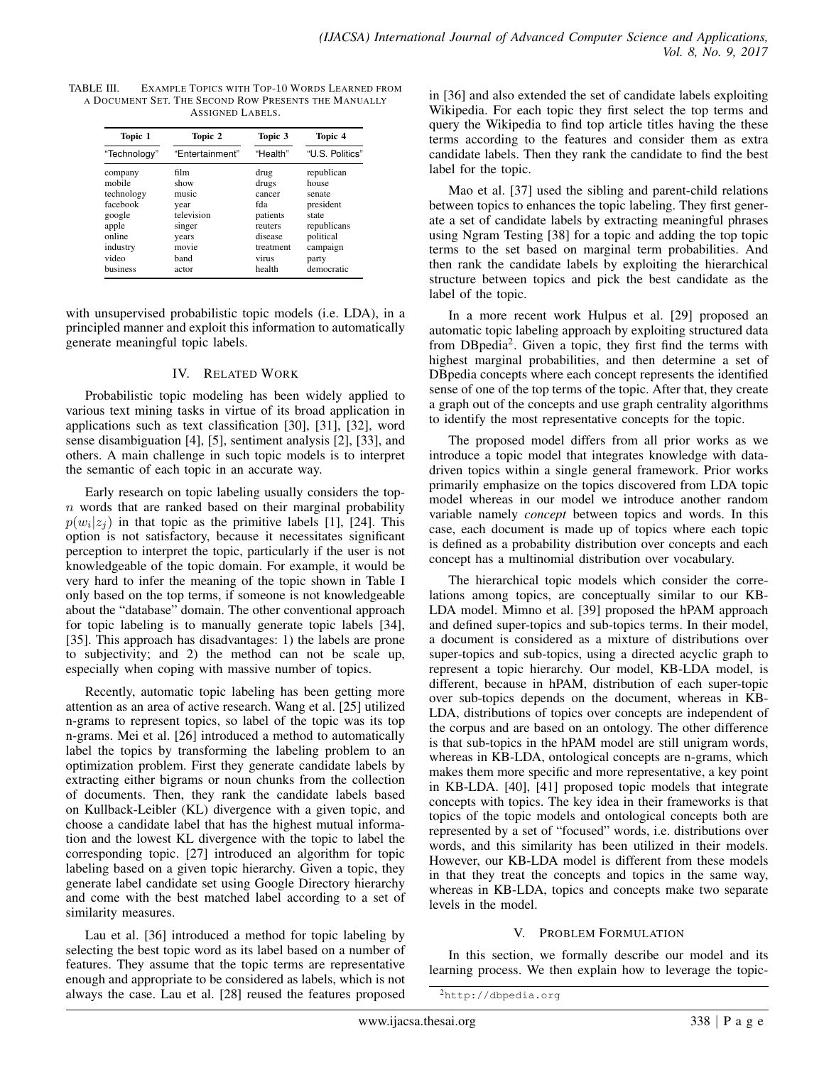TABLE III. Example Topics with Top-10 Words Learned from a Document Set. The Second Row Presents the Manually Assigned Labels.

| Topic 1 | Topic 2 | Topic 3 | Topic 4 |
|---|---|---|---|
| "Technology" | "Entertainment" | "Health" | "U.S. Politics" |
| company | film | drug | republican |
| mobile | show | drugs | house |
| technology | music | cancer | senate |
| facebook | year | fda | president |
| google | television | patients | state |
| apple | singer | reuters | republicans |
| online | years | disease | political |
| industry | movie | treatment | campaign |
| video | band | virus | party |
| business | actor | health | democratic |

with unsupervised probabilistic topic models (i.e. LDA), in a principled manner and exploit this information to automatically generate meaningful topic labels.

## IV. Related Work

Probabilistic topic modeling has been widely applied to various text mining tasks in virtue of its broad application in applications such as text classification [30], [31], [32], word sense disambiguation [4], [5], sentiment analysis [2], [33], and others. A main challenge in such topic models is to interpret the semantic of each topic in an accurate way.

Early research on topic labeling usually considers the top-$n$ words that are ranked based on their marginal probability $p(w_i|z_j)$ in that topic as the primitive labels [1], [24]. This option is not satisfactory, because it necessitates significant perception to interpret the topic, particularly if the user is not knowledgeable of the topic domain. For example, it would be very hard to infer the meaning of the topic shown in Table I only based on the top terms, if someone is not knowledgeable about the "database" domain. The other conventional approach for topic labeling is to manually generate topic labels [34], [35]. This approach has disadvantages: 1) the labels are prone to subjectivity; and 2) the method can not be scale up, especially when coping with massive number of topics.

Recently, automatic topic labeling has been getting more attention as an area of active research. Wang et al. [25] utilized n-grams to represent topics, so label of the topic was its top n-grams. Mei et al. [26] introduced a method to automatically label the topics by transforming the labeling problem to an optimization problem. First they generate candidate labels by extracting either bigrams or noun chunks from the collection of documents. Then, they rank the candidate labels based on Kullback-Leibler (KL) divergence with a given topic, and choose a candidate label that has the highest mutual information and the lowest KL divergence with the topic to label the corresponding topic. [27] introduced an algorithm for topic labeling based on a given topic hierarchy. Given a topic, they generate label candidate set using Google Directory hierarchy and come with the best matched label according to a set of similarity measures.

Lau et al. [36] introduced a method for topic labeling by selecting the best topic word as its label based on a number of features. They assume that the topic terms are representative enough and appropriate to be considered as labels, which is not always the case. Lau et al. [28] reused the features proposed in [36] and also extended the set of candidate labels exploiting Wikipedia. For each topic they first select the top terms and query the Wikipedia to find top article titles having the these terms according to the features and consider them as extra candidate labels. Then they rank the candidate to find the best label for the topic.

Mao et al. [37] used the sibling and parent-child relations between topics to enhances the topic labeling. They first generate a set of candidate labels by extracting meaningful phrases using Ngram Testing [38] for a topic and adding the top topic terms to the set based on marginal term probabilities. And then rank the candidate labels by exploiting the hierarchical structure between topics and pick the best candidate as the label of the topic.

In a more recent work Hulpus et al. [29] proposed an automatic topic labeling approach by exploiting structured data from DBpedia[2]. Given a topic, they first find the terms with highest marginal probabilities, and then determine a set of DBpedia concepts where each concept represents the identified sense of one of the top terms of the topic. After that, they create a graph out of the concepts and use graph centrality algorithms to identify the most representative concepts for the topic.

The proposed model differs from all prior works as we introduce a topic model that integrates knowledge with data-driven topics within a single general framework. Prior works primarily emphasize on the topics discovered from LDA topic model whereas in our model we introduce another random variable namely *concept* between topics and words. In this case, each document is made up of topics where each topic is defined as a probability distribution over concepts and each concept has a multinomial distribution over vocabulary.

The hierarchical topic models which consider the correlations among topics, are conceptually similar to our KB-LDA model. Mimno et al. [39] proposed the hPAM approach and defined super-topics and sub-topics terms. In their model, a document is considered as a mixture of distributions over super-topics and sub-topics, using a directed acyclic graph to represent a topic hierarchy. Our model, KB-LDA model, is different, because in hPAM, distribution of each super-topic over sub-topics depends on the document, whereas in KB-LDA, distributions of topics over concepts are independent of the corpus and are based on an ontology. The other difference is that sub-topics in the hPAM model are still unigram words, whereas in KB-LDA, ontological concepts are n-grams, which makes them more specific and more representative, a key point in KB-LDA. [40], [41] proposed topic models that integrate concepts with topics. The key idea in their frameworks is that topics of the topic models and ontological concepts both are represented by a set of "focused" words, i.e. distributions over words, and this similarity has been utilized in their models. However, our KB-LDA model is different from these models in that they treat the concepts and topics in the same way, whereas in KB-LDA, topics and concepts make two separate levels in the model.

## V. Problem Formulation

In this section, we formally describe our model and its learning process. We then explain how to leverage the topic-

[2] http://dbpedia.org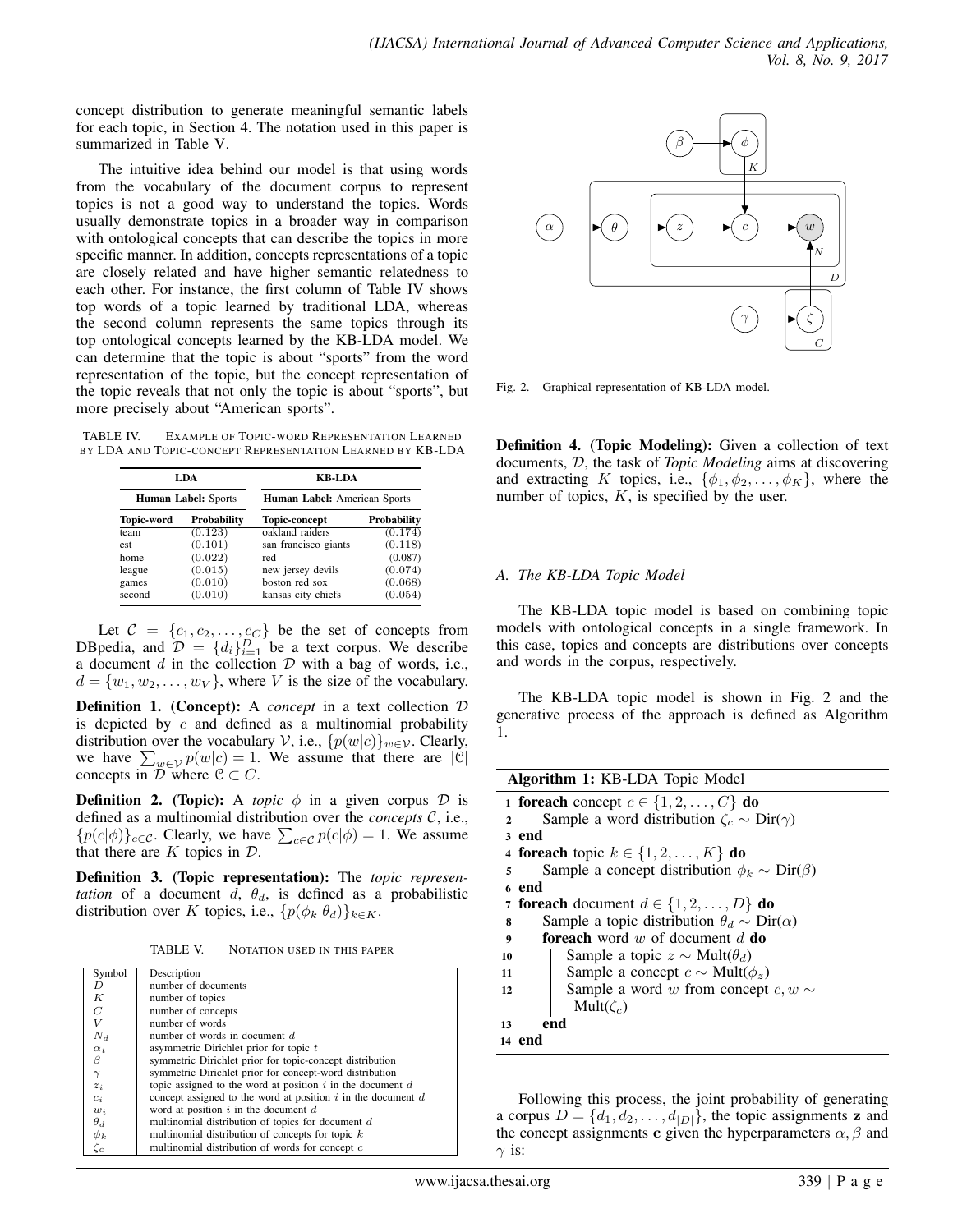concept distribution to generate meaningful semantic labels for each topic, in Section 4. The notation used in this paper is summarized in Table V.

The intuitive idea behind our model is that using words from the vocabulary of the document corpus to represent topics is not a good way to understand the topics. Words usually demonstrate topics in a broader way in comparison with ontological concepts that can describe the topics in more specific manner. In addition, concepts representations of a topic are closely related and have higher semantic relatedness to each other. For instance, the first column of Table IV shows top words of a topic learned by traditional LDA, whereas the second column represents the same topics through its top ontological concepts learned by the KB-LDA model. We can determine that the topic is about "sports" from the word representation of the topic, but the concept representation of the topic reveals that not only the topic is about "sports", but more precisely about "American sports".

TABLE IV. Example of Topic-word Representation Learned by LDA and Topic-concept Representation Learned by KB-LDA

| **LDA** | | **KB-LDA** | |
|---|---|---|---|
| **Human Label:** Sports | | **Human Label:** American Sports | |
| **Topic-word** | **Probability** | **Topic-concept** | **Probability** |
| team | (0.123) | oakland raiders | (0.174) |
| est | (0.101) | san francisco giants | (0.118) |
| home | (0.022) | red | (0.087) |
| league | (0.015) | new jersey devils | (0.074) |
| games | (0.010) | boston red sox | (0.068) |
| second | (0.010) | kansas city chiefs | (0.054) |

Let $\mathcal{C} = \{c_1, c_2, \ldots, c_C\}$ be the set of concepts from DBpedia, and $\mathcal{D} = \{d_i\}_{i=1}^{D}$ be a text corpus. We describe a document $d$ in the collection $\mathcal{D}$ with a bag of words, i.e., $d = \{w_1, w_2, \ldots, w_V\}$, where $V$ is the size of the vocabulary.

**Definition 1. (Concept):** A *concept* in a text collection $\mathcal{D}$ is depicted by $c$ and defined as a multinomial probability distribution over the vocabulary $\mathcal{V}$, i.e., $\{p(w|c)\}_{w \in \mathcal{V}}$. Clearly, we have $\sum_{w \in \mathcal{V}} p(w|c) = 1$. We assume that there are $|\mathbb{C}|$ concepts in $\mathcal{D}$ where $\mathbb{C} \subset C$.

**Definition 2. (Topic):** A *topic* $\phi$ in a given corpus $\mathcal{D}$ is defined as a multinomial distribution over the *concepts* $\mathcal{C}$, i.e., $\{p(c|\phi)\}_{c \in \mathcal{C}}$. Clearly, we have $\sum_{c \in \mathcal{C}} p(c|\phi) = 1$. We assume that there are $K$ topics in $\mathcal{D}$.

**Definition 3. (Topic representation):** The *topic representation* of a document $d$, $\theta_d$, is defined as a probabilistic distribution over $K$ topics, i.e., $\{p(\phi_k|\theta_d)\}_{k \in K}$.

TABLE V. Notation used in this paper

| Symbol | Description |
|---|---|
| $D$ | number of documents |
| $K$ | number of topics |
| $C$ | number of concepts |
| $V$ | number of words |
| $N_d$ | number of words in document $d$ |
| $\alpha_t$ | asymmetric Dirichlet prior for topic $t$ |
| $\beta$ | symmetric Dirichlet prior for topic-concept distribution |
| $\gamma$ | symmetric Dirichlet prior for concept-word distribution |
| $z_i$ | topic assigned to the word at position $i$ in the document $d$ |
| $c_i$ | concept assigned to the word at position $i$ in the document $d$ |
| $w_i$ | word at position $i$ in the document $d$ |
| $\theta_d$ | multinomial distribution of topics for document $d$ |
| $\phi_k$ | multinomial distribution of concepts for topic $k$ |
| $\zeta_c$ | multinomial distribution of words for concept $c$ |

Fig. 2. Graphical representation of KB-LDA model.

**Definition 4. (Topic Modeling):** Given a collection of text documents, $\mathcal{D}$, the task of *Topic Modeling* aims at discovering and extracting $K$ topics, i.e., $\{\phi_1, \phi_2, \ldots, \phi_K\}$, where the number of topics, $K$, is specified by the user.

### *A. The KB-LDA Topic Model*

The KB-LDA topic model is based on combining topic models with ontological concepts in a single framework. In this case, topics and concepts are distributions over concepts and words in the corpus, respectively.

The KB-LDA topic model is shown in Fig. 2 and the generative process of the approach is defined as Algorithm 1.

**Algorithm 1:** KB-LDA Topic Model

```
1  foreach concept c ∈ {1, 2, ..., C} do
2  |   Sample a word distribution ζ_c ~ Dir(γ)
3  end
4  foreach topic k ∈ {1, 2, ..., K} do
5  |   Sample a concept distribution φ_k ~ Dir(β)
6  end
7  foreach document d ∈ {1, 2, ..., D} do
8  |   Sample a topic distribution θ_d ~ Dir(α)
9  |   foreach word w of document d do
10 |   |   Sample a topic z ~ Mult(θ_d)
11 |   |   Sample a concept c ~ Mult(φ_z)
12 |   |   Sample a word w from concept c, w ~
   |   |     Mult(ζ_c)
13 |   end
14 end
```

Following this process, the joint probability of generating a corpus $D = \{d_1, d_2, \ldots, d_{|D|}\}$, the topic assignments $\mathbf{z}$ and the concept assignments $\mathbf{c}$ given the hyperparameters $\alpha, \beta$ and $\gamma$ is: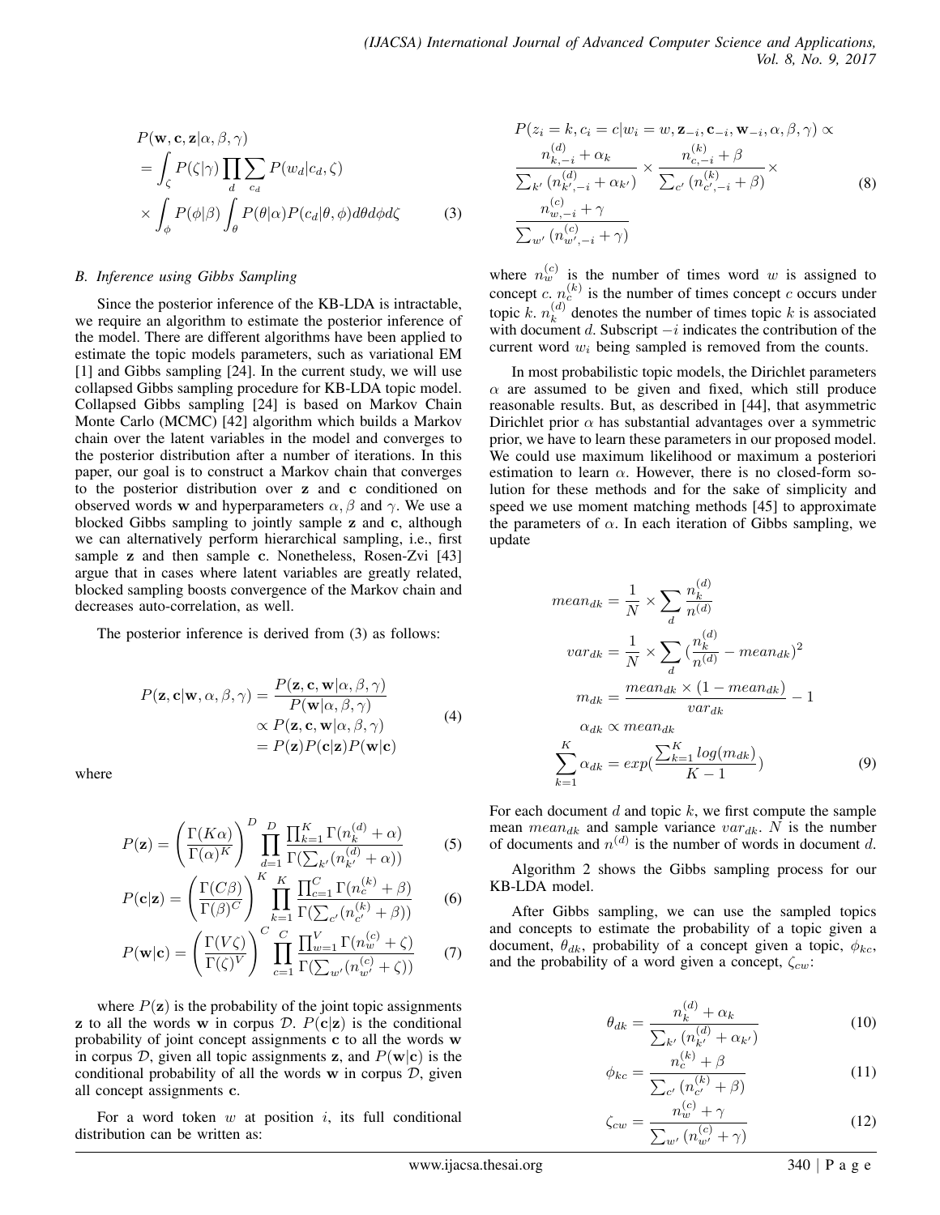$$
\begin{aligned}
&P(\mathbf{w}, \mathbf{c}, \mathbf{z}|\alpha, \beta, \gamma) \\
&= \int_{\zeta} P(\zeta|\gamma) \prod_{d} \sum_{c_d} P(w_d|c_d, \zeta) \\
&\times \int_{\phi} P(\phi|\beta) \int_{\theta} P(\theta|\alpha) P(c_d|\theta, \phi) d\theta d\phi d\zeta
\end{aligned} \tag{3}
$$

### B. Inference using Gibbs Sampling

Since the posterior inference of the KB-LDA is intractable, we require an algorithm to estimate the posterior inference of the model. There are different algorithms have been applied to estimate the topic models parameters, such as variational EM [1] and Gibbs sampling [24]. In the current study, we will use collapsed Gibbs sampling procedure for KB-LDA topic model. Collapsed Gibbs sampling [24] is based on Markov Chain Monte Carlo (MCMC) [42] algorithm which builds a Markov chain over the latent variables in the model and converges to the posterior distribution after a number of iterations. In this paper, our goal is to construct a Markov chain that converges to the posterior distribution over $\mathbf{z}$ and $\mathbf{c}$ conditioned on observed words $\mathbf{w}$ and hyperparameters $\alpha, \beta$ and $\gamma$. We use a blocked Gibbs sampling to jointly sample $\mathbf{z}$ and $\mathbf{c}$, although we can alternatively perform hierarchical sampling, i.e., first sample $\mathbf{z}$ and then sample $\mathbf{c}$. Nonetheless, Rosen-Zvi [43] argue that in cases where latent variables are greatly related, blocked sampling boosts convergence of the Markov chain and decreases auto-correlation, as well.

The posterior inference is derived from (3) as follows:

$$
\begin{aligned}
P(\mathbf{z}, \mathbf{c}|\mathbf{w}, \alpha, \beta, \gamma) &= \frac{P(\mathbf{z}, \mathbf{c}, \mathbf{w}|\alpha, \beta, \gamma)}{P(\mathbf{w}|\alpha, \beta, \gamma)} \\
&\propto P(\mathbf{z}, \mathbf{c}, \mathbf{w}|\alpha, \beta, \gamma) \\
&= P(\mathbf{z}) P(\mathbf{c}|\mathbf{z}) P(\mathbf{w}|\mathbf{c})
\end{aligned} \tag{4}
$$

where

$$
P(\mathbf{z}) = \left( \frac{\Gamma(K\alpha)}{\Gamma(\alpha)^K} \right)^D \prod_{d=1}^{D} \frac{\prod_{k=1}^{K} \Gamma(n_k^{(d)} + \alpha)}{\Gamma(\sum_{k'} (n_{k'}^{(d)} + \alpha))} \tag{5}
$$

$$
P(\mathbf{c}|\mathbf{z}) = \left( \frac{\Gamma(C\beta)}{\Gamma(\beta)^C} \right)^K \prod_{k=1}^{K} \frac{\prod_{c=1}^{C} \Gamma(n_c^{(k)} + \beta)}{\Gamma(\sum_{c'} (n_{c'}^{(k)} + \beta))} \tag{6}
$$

$$
P(\mathbf{w}|\mathbf{c}) = \left( \frac{\Gamma(V\zeta)}{\Gamma(\zeta)^V} \right)^C \prod_{c=1}^{C} \frac{\prod_{w=1}^{V} \Gamma(n_w^{(c)} + \zeta)}{\Gamma(\sum_{w'} (n_{w'}^{(c)} + \zeta))} \tag{7}
$$

where $P(\mathbf{z})$ is the probability of the joint topic assignments $\mathbf{z}$ to all the words $\mathbf{w}$ in corpus $\mathcal{D}$. $P(\mathbf{c}|\mathbf{z})$ is the conditional probability of joint concept assignments $\mathbf{c}$ to all the words $\mathbf{w}$ in corpus $\mathcal{D}$, given all topic assignments $\mathbf{z}$, and $P(\mathbf{w}|\mathbf{c})$ is the conditional probability of all the words $\mathbf{w}$ in corpus $\mathcal{D}$, given all concept assignments $\mathbf{c}$.

For a word token $w$ at position $i$, its full conditional distribution can be written as:

$$
\begin{aligned}
&P(z_i = k, c_i = c|w_i = w, \mathbf{z}_{-i}, \mathbf{c}_{-i}, \mathbf{w}_{-i}, \alpha, \beta, \gamma) \propto \\
&\frac{n_{k,-i}^{(d)} + \alpha_k}{\sum_{k'} (n_{k',-i}^{(d)} + \alpha_{k'})} \times \frac{n_{c,-i}^{(k)} + \beta}{\sum_{c'} (n_{c',-i}^{(k)} + \beta)} \times \\
&\frac{n_{w,-i}^{(c)} + \gamma}{\sum_{w'} (n_{w',-i}^{(c)} + \gamma)}
\end{aligned} \tag{8}
$$

where $n_w^{(c)}$ is the number of times word $w$ is assigned to concept $c$. $n_c^{(k)}$ is the number of times concept $c$ occurs under topic $k$. $n_k^{(d)}$ denotes the number of times topic $k$ is associated with document $d$. Subscript $-i$ indicates the contribution of the current word $w_i$ being sampled is removed from the counts.

In most probabilistic topic models, the Dirichlet parameters $\alpha$ are assumed to be given and fixed, which still produce reasonable results. But, as described in [44], that asymmetric Dirichlet prior $\alpha$ has substantial advantages over a symmetric prior, we have to learn these parameters in our proposed model. We could use maximum likelihood or maximum a posteriori estimation to learn $\alpha$. However, there is no closed-form solution for these methods and for the sake of simplicity and speed we use moment matching methods [45] to approximate the parameters of $\alpha$. In each iteration of Gibbs sampling, we update

$$
\begin{aligned}
mean_{dk} &= \frac{1}{N} \times \sum_{d} \frac{n_k^{(d)}}{n^{(d)}} \\
var_{dk} &= \frac{1}{N} \times \sum_{d} (\frac{n_k^{(d)}}{n^{(d)}} - mean_{dk})^2 \\
m_{dk} &= \frac{mean_{dk} \times (1 - mean_{dk})}{var_{dk}} - 1 \\
\alpha_{dk} &\propto mean_{dk} \\
\sum_{k=1}^{K} \alpha_{dk} &= exp(\frac{\sum_{k=1}^{K} log(m_{dk})}{K-1})
\end{aligned} \tag{9}
$$

For each document $d$ and topic $k$, we first compute the sample mean $mean_{dk}$ and sample variance $var_{dk}$. $N$ is the number of documents and $n^{(d)}$ is the number of words in document $d$.

Algorithm 2 shows the Gibbs sampling process for our KB-LDA model.

After Gibbs sampling, we can use the sampled topics and concepts to estimate the probability of a topic given a document, $\theta_{dk}$, probability of a concept given a topic, $\phi_{kc}$, and the probability of a word given a concept, $\zeta_{cw}$:

$$
\theta_{dk} = \frac{n_k^{(d)} + \alpha_k}{\sum_{k'} (n_{k'}^{(d)} + \alpha_{k'})} \tag{10}
$$

$$
\phi_{kc} = \frac{n_c^{(k)} + \beta}{\sum_{c'} (n_{c'}^{(k)} + \beta)} \tag{11}
$$

$$
\zeta_{cw} = \frac{n_w^{(c)} + \gamma}{\sum_{w'} (n_{w'}^{(c)} + \gamma)} \tag{12}
$$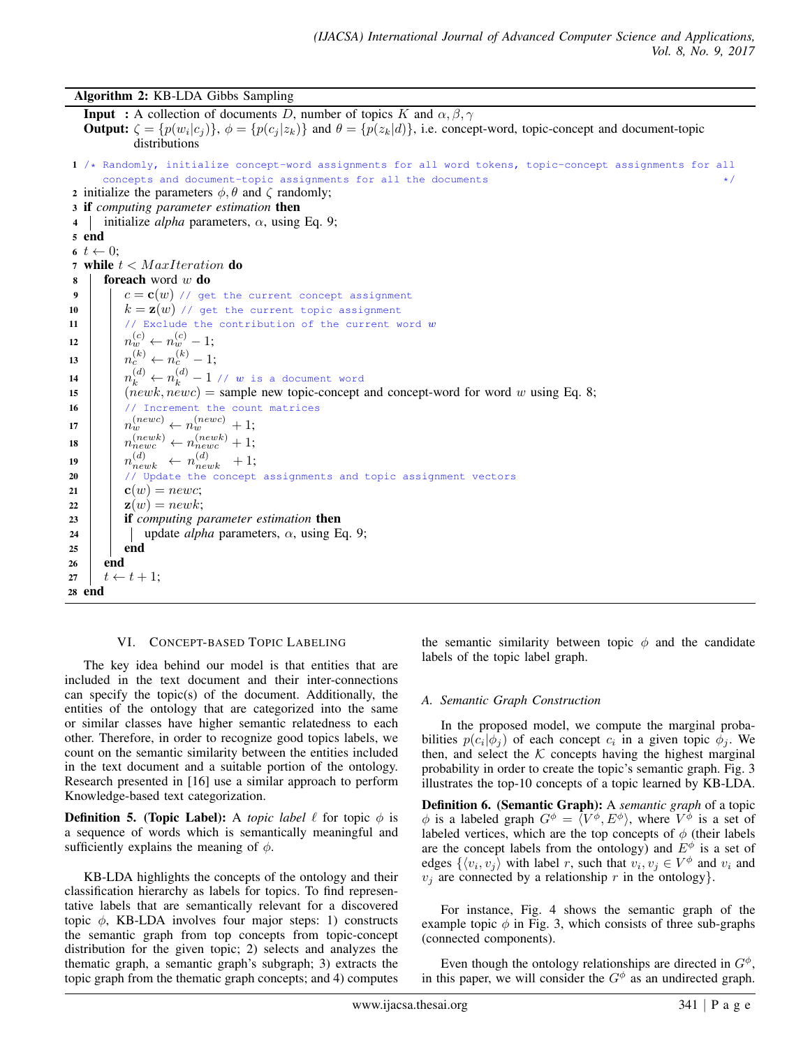**Algorithm 2:** KB-LDA Gibbs Sampling

**Input :** A collection of documents $D$, number of topics $K$ and $\alpha, \beta, \gamma$
**Output:** $\zeta = \{p(w_i|c_j)\}$, $\phi = \{p(c_j|z_k)\}$ and $\theta = \{p(z_k|d)\}$, i.e. concept-word, topic-concept and document-topic distributions

```
1  /* Randomly, initialize concept-word assignments for all word tokens, topic-concept assignments for all
      concepts and document-topic assignments for all the documents                                    */
2  initialize the parameters φ, θ and ζ randomly;
3  if computing parameter estimation then
4  |   initialize alpha parameters, α, using Eq. 9;
5  end
6  t ← 0;
7  while t < MaxIteration do
8  |   foreach word w do
9  |   |   c = c(w) // get the current concept assignment
10 |   |   k = z(w) // get the current topic assignment
11 |   |   // Exclude the contribution of the current word w
12 |   |   n_w^(c) ← n_w^(c) − 1;
13 |   |   n_c^(k) ← n_c^(k) − 1;
14 |   |   n_k^(d) ← n_k^(d) − 1 // w is a document word
15 |   |   (newk, newc) = sample new topic-concept and concept-word for word w using Eq. 8;
16 |   |   // Increment the count matrices
17 |   |   n_w^(newc) ← n_w^(newc) + 1;
18 |   |   n_newc^(newk) ← n_newc^(newk) + 1;
19 |   |   n_newk^(d) ← n_newk^(d) + 1;
20 |   |   // Update the concept assignments and topic assignment vectors
21 |   |   c(w) = newc;
22 |   |   z(w) = newk;
23 |   |   if computing parameter estimation then
24 |   |   |   update alpha parameters, α, using Eq. 9;
25 |   |   end
26 |   end
27 |   t ← t + 1;
28 end
```

## VI. Concept-based Topic Labeling

The key idea behind our model is that entities that are included in the text document and their inter-connections can specify the topic(s) of the document. Additionally, the entities of the ontology that are categorized into the same or similar classes have higher semantic relatedness to each other. Therefore, in order to recognize good topics labels, we count on the semantic similarity between the entities included in the text document and a suitable portion of the ontology. Research presented in [16] use a similar approach to perform Knowledge-based text categorization.

**Definition 5. (Topic Label):** A *topic label* $\ell$ for topic $\phi$ is a sequence of words which is semantically meaningful and sufficiently explains the meaning of $\phi$.

KB-LDA highlights the concepts of the ontology and their classification hierarchy as labels for topics. To find representative labels that are semantically relevant for a discovered topic $\phi$, KB-LDA involves four major steps: 1) constructs the semantic graph from top concepts from topic-concept distribution for the given topic; 2) selects and analyzes the thematic graph, a semantic graph's subgraph; 3) extracts the topic graph from the thematic graph concepts; and 4) computes the semantic similarity between topic $\phi$ and the candidate labels of the topic label graph.

### A. Semantic Graph Construction

In the proposed model, we compute the marginal probabilities $p(c_i|\phi_j)$ of each concept $c_i$ in a given topic $\phi_j$. We then, and select the $\mathcal{K}$ concepts having the highest marginal probability in order to create the topic's semantic graph. Fig. 3 illustrates the top-10 concepts of a topic learned by KB-LDA.

**Definition 6. (Semantic Graph):** A *semantic graph* of a topic $\phi$ is a labeled graph $G^\phi = \langle V^\phi, E^\phi \rangle$, where $V^\phi$ is a set of labeled vertices, which are the top concepts of $\phi$ (their labels are the concept labels from the ontology) and $E^\phi$ is a set of edges $\{\langle v_i, v_j \rangle$ with label $r$, such that $v_i, v_j \in V^\phi$ and $v_i$ and $v_j$ are connected by a relationship $r$ in the ontology$\}$.

For instance, Fig. 4 shows the semantic graph of the example topic $\phi$ in Fig. 3, which consists of three sub-graphs (connected components).

Even though the ontology relationships are directed in $G^\phi$, in this paper, we will consider the $G^\phi$ as an undirected graph.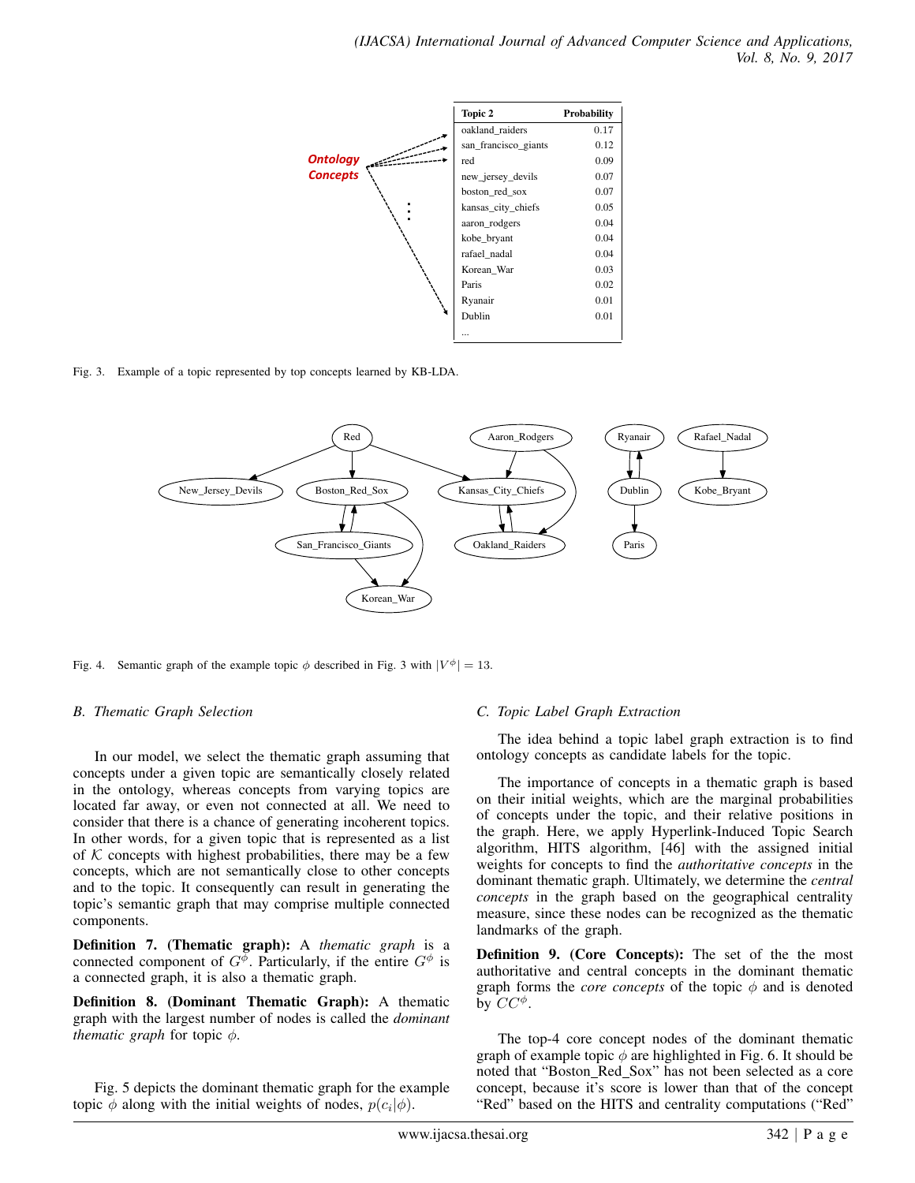| Topic 2 | Probability |
| --- | --- |
| oakland_raiders | 0.17 |
| san_francisco_giants | 0.12 |
| red | 0.09 |
| new_jersey_devils | 0.07 |
| boston_red_sox | 0.07 |
| kansas_city_chiefs | 0.05 |
| aaron_rodgers | 0.04 |
| kobe_bryant | 0.04 |
| rafael_nadal | 0.04 |
| Korean_War | 0.03 |
| Paris | 0.02 |
| Ryanair | 0.01 |
| Dublin | 0.01 |
| ... | |

Fig. 3. Example of a topic represented by top concepts learned by KB-LDA.

Fig. 4. Semantic graph of the example topic $\phi$ described in Fig. 3 with $|V^{\phi}| = 13$.

### B. Thematic Graph Selection

In our model, we select the thematic graph assuming that concepts under a given topic are semantically closely related in the ontology, whereas concepts from varying topics are located far away, or even not connected at all. We need to consider that there is a chance of generating incoherent topics. In other words, for a given topic that is represented as a list of $\mathcal{K}$ concepts with highest probabilities, there may be a few concepts, which are not semantically close to other concepts and to the topic. It consequently can result in generating the topic's semantic graph that may comprise multiple connected components.

**Definition 7. (Thematic graph):** A *thematic graph* is a connected component of $G^{\phi}$. Particularly, if the entire $G^{\phi}$ is a connected graph, it is also a thematic graph.

**Definition 8. (Dominant Thematic Graph):** A thematic graph with the largest number of nodes is called the *dominant thematic graph* for topic $\phi$.

Fig. 5 depicts the dominant thematic graph for the example topic $\phi$ along with the initial weights of nodes, $p(c_i|\phi)$.

### C. Topic Label Graph Extraction

The idea behind a topic label graph extraction is to find ontology concepts as candidate labels for the topic.

The importance of concepts in a thematic graph is based on their initial weights, which are the marginal probabilities of concepts under the topic, and their relative positions in the graph. Here, we apply Hyperlink-Induced Topic Search algorithm, HITS algorithm, [46] with the assigned initial weights for concepts to find the *authoritative concepts* in the dominant thematic graph. Ultimately, we determine the *central concepts* in the graph based on the geographical centrality measure, since these nodes can be recognized as the thematic landmarks of the graph.

**Definition 9. (Core Concepts):** The set of the the most authoritative and central concepts in the dominant thematic graph forms the *core concepts* of the topic $\phi$ and is denoted by $CC^{\phi}$.

The top-4 core concept nodes of the dominant thematic graph of example topic $\phi$ are highlighted in Fig. 6. It should be noted that "Boston_Red_Sox" has not been selected as a core concept, because it's score is lower than that of the concept "Red" based on the HITS and centrality computations ("Red"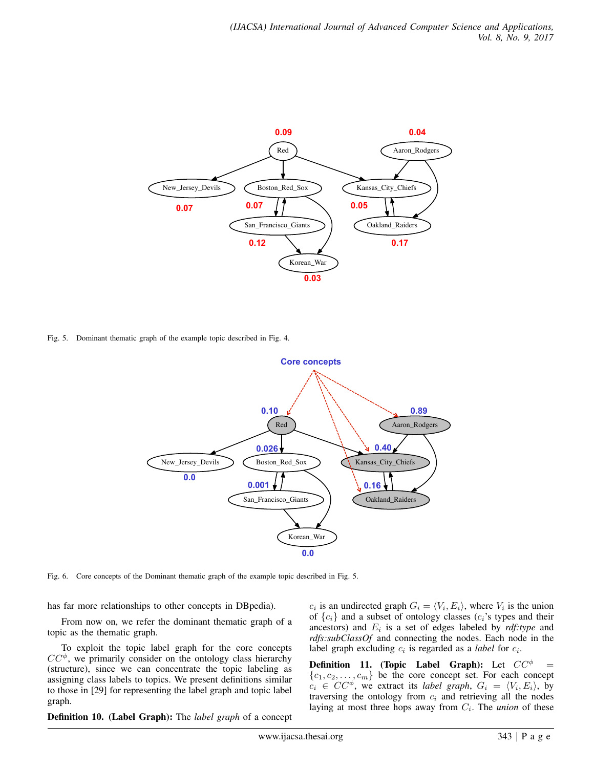Fig. 5. Dominant thematic graph of the example topic described in Fig. 4.

Fig. 6. Core concepts of the Dominant thematic graph of the example topic described in Fig. 5.

has far more relationships to other concepts in DBpedia).

From now on, we refer the dominant thematic graph of a topic as the thematic graph.

To exploit the topic label graph for the core concepts $CC^{\phi}$, we primarily consider on the ontology class hierarchy (structure), since we can concentrate the topic labeling as assigning class labels to topics. We present definitions similar to those in [29] for representing the label graph and topic label graph.

**Definition 10. (Label Graph):** The *label graph* of a concept $c_i$ is an undirected graph $G_i = \langle V_i, E_i \rangle$, where $V_i$ is the union of $\{c_i\}$ and a subset of ontology classes ($c_i$'s types and their ancestors) and $E_i$ is a set of edges labeled by *rdf:type* and *rdfs:subClassOf* and connecting the nodes. Each node in the label graph excluding $c_i$ is regarded as a *label* for $c_i$.

**Definition 11. (Topic Label Graph):** Let $CC^{\phi} = \{c_1, c_2, \ldots, c_m\}$ be the core concept set. For each concept $c_i \in CC^{\phi}$, we extract its *label graph*, $G_i = \langle V_i, E_i \rangle$, by traversing the ontology from $c_i$ and retrieving all the nodes laying at most three hops away from $C_i$. The *union* of these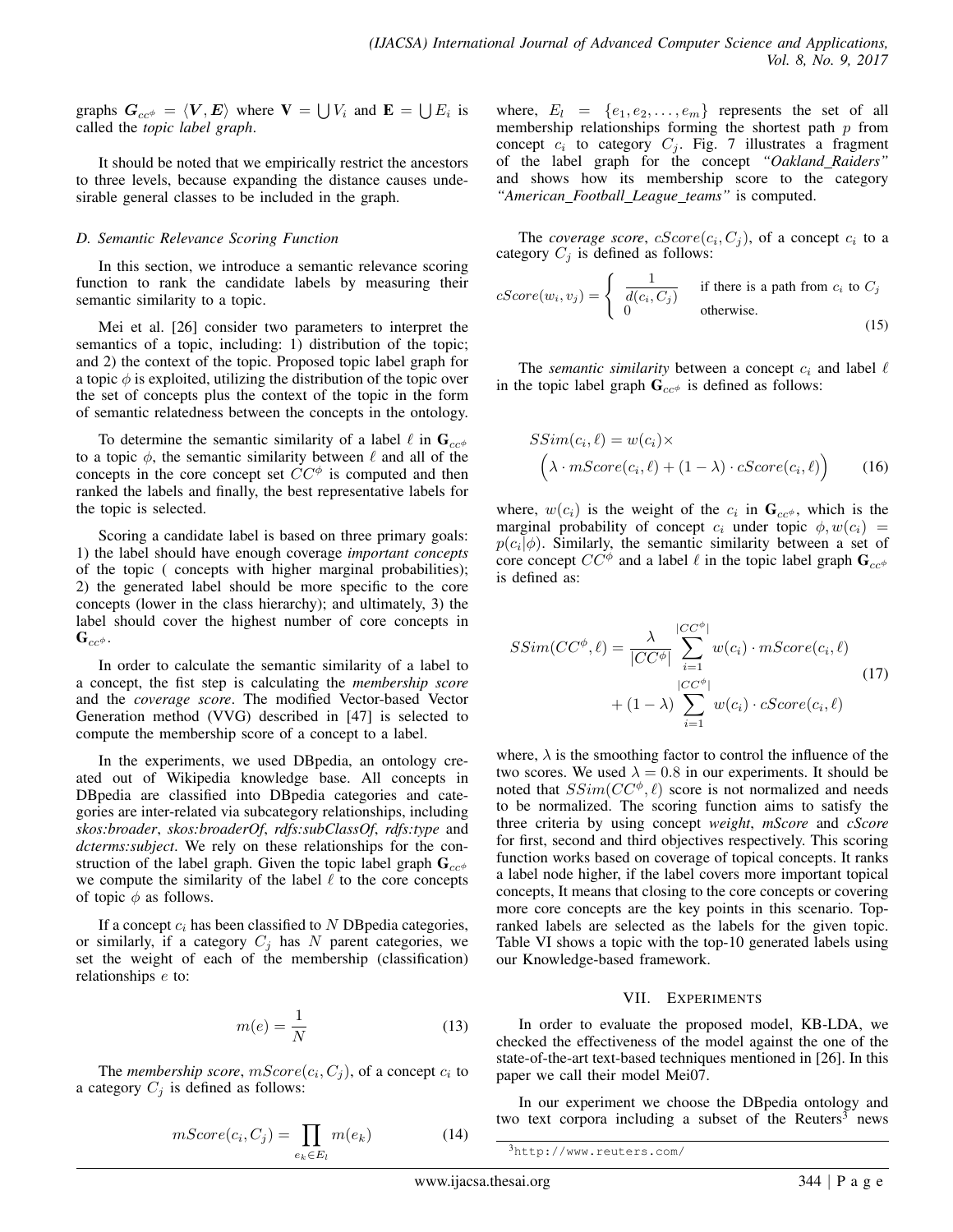graphs $\boldsymbol{G}_{cc^\phi} = \langle \boldsymbol{V}, \boldsymbol{E} \rangle$ where $\mathbf{V} = \bigcup V_i$ and $\mathbf{E} = \bigcup E_i$ is called the *topic label graph*.

It should be noted that we empirically restrict the ancestors to three levels, because expanding the distance causes undesirable general classes to be included in the graph.

### D. Semantic Relevance Scoring Function

In this section, we introduce a semantic relevance scoring function to rank the candidate labels by measuring their semantic similarity to a topic.

Mei et al. [26] consider two parameters to interpret the semantics of a topic, including: 1) distribution of the topic; and 2) the context of the topic. Proposed topic label graph for a topic $\phi$ is exploited, utilizing the distribution of the topic over the set of concepts plus the context of the topic in the form of semantic relatedness between the concepts in the ontology.

To determine the semantic similarity of a label $\ell$ in $\mathbf{G}_{cc^\phi}$ to a topic $\phi$, the semantic similarity between $\ell$ and all of the concepts in the core concept set $CC^\phi$ is computed and then ranked the labels and finally, the best representative labels for the topic is selected.

Scoring a candidate label is based on three primary goals: 1) the label should have enough coverage *important concepts* of the topic ( concepts with higher marginal probabilities); 2) the generated label should be more specific to the core concepts (lower in the class hierarchy); and ultimately, 3) the label should cover the highest number of core concepts in $\mathbf{G}_{cc^\phi}$.

In order to calculate the semantic similarity of a label to a concept, the fist step is calculating the *membership score* and the *coverage score*. The modified Vector-based Vector Generation method (VVG) described in [47] is selected to compute the membership score of a concept to a label.

In the experiments, we used DBpedia, an ontology created out of Wikipedia knowledge base. All concepts in DBpedia are classified into DBpedia categories and categories are inter-related via subcategory relationships, including *skos:broader*, *skos:broaderOf*, *rdfs:subClassOf*, *rdfs:type* and *dcterms:subject*. We rely on these relationships for the construction of the label graph. Given the topic label graph $\mathbf{G}_{cc^\phi}$ we compute the similarity of the label $\ell$ to the core concepts of topic $\phi$ as follows.

If a concept $c_i$ has been classified to $N$ DBpedia categories, or similarly, if a category $C_j$ has $N$ parent categories, we set the weight of each of the membership (classification) relationships $e$ to:

$$m(e) = \frac{1}{N} \tag{13}$$

The *membership score*, $mScore(c_i, C_j)$, of a concept $c_i$ to a category $C_j$ is defined as follows:

$$mScore(c_i, C_j) = \prod_{e_k \in E_l} m(e_k) \tag{14}$$

where, $E_l = \{e_1, e_2, \ldots, e_m\}$ represents the set of all membership relationships forming the shortest path $p$ from concept $c_i$ to category $C_j$. Fig. 7 illustrates a fragment of the label graph for the concept *"Oakland_Raiders"* and shows how its membership score to the category *"American_Football_League_teams"* is computed.

The *coverage score*, $cScore(c_i, C_j)$, of a concept $c_i$ to a category $C_j$ is defined as follows:

$$cScore(w_i, v_j) = \begin{cases} \dfrac{1}{d(c_i, C_j)} & \text{if there is a path from } c_i \text{ to } C_j \\ 0 & \text{otherwise.} \end{cases} \tag{15}$$

The *semantic similarity* between a concept $c_i$ and label $\ell$ in the topic label graph $\mathbf{G}_{cc^\phi}$ is defined as follows:

$$SSim(c_i, \ell) = w(c_i) \times \Big(\lambda \cdot mScore(c_i, \ell) + (1 - \lambda) \cdot cScore(c_i, \ell)\Big) \tag{16}$$

where, $w(c_i)$ is the weight of the $c_i$ in $\mathbf{G}_{cc^\phi}$, which is the marginal probability of concept $c_i$ under topic $\phi, w(c_i) = p(c_i|\phi)$. Similarly, the semantic similarity between a set of core concept $CC^\phi$ and a label $\ell$ in the topic label graph $\mathbf{G}_{cc^\phi}$ is defined as:

$$SSim(CC^\phi, \ell) = \frac{\lambda}{|CC^\phi|} \sum_{i=1}^{|CC^\phi|} w(c_i) \cdot mScore(c_i, \ell) + (1 - \lambda) \sum_{i=1}^{|CC^\phi|} w(c_i) \cdot cScore(c_i, \ell) \tag{17}$$

where, $\lambda$ is the smoothing factor to control the influence of the two scores. We used $\lambda = 0.8$ in our experiments. It should be noted that $SSim(CC^\phi, \ell)$ score is not normalized and needs to be normalized. The scoring function aims to satisfy the three criteria by using concept *weight*, *mScore* and *cScore* for first, second and third objectives respectively. This scoring function works based on coverage of topical concepts. It ranks a label node higher, if the label covers more important topical concepts, It means that closing to the core concepts or covering more core concepts are the key points in this scenario. Top-ranked labels are selected as the labels for the given topic. Table VI shows a topic with the top-10 generated labels using our Knowledge-based framework.

## VII. Experiments

In order to evaluate the proposed model, KB-LDA, we checked the effectiveness of the model against the one of the state-of-the-art text-based techniques mentioned in [26]. In this paper we call their model Mei07.

In our experiment we choose the DBpedia ontology and two text corpora including a subset of the Reuters[3] news

[3] http://www.reuters.com/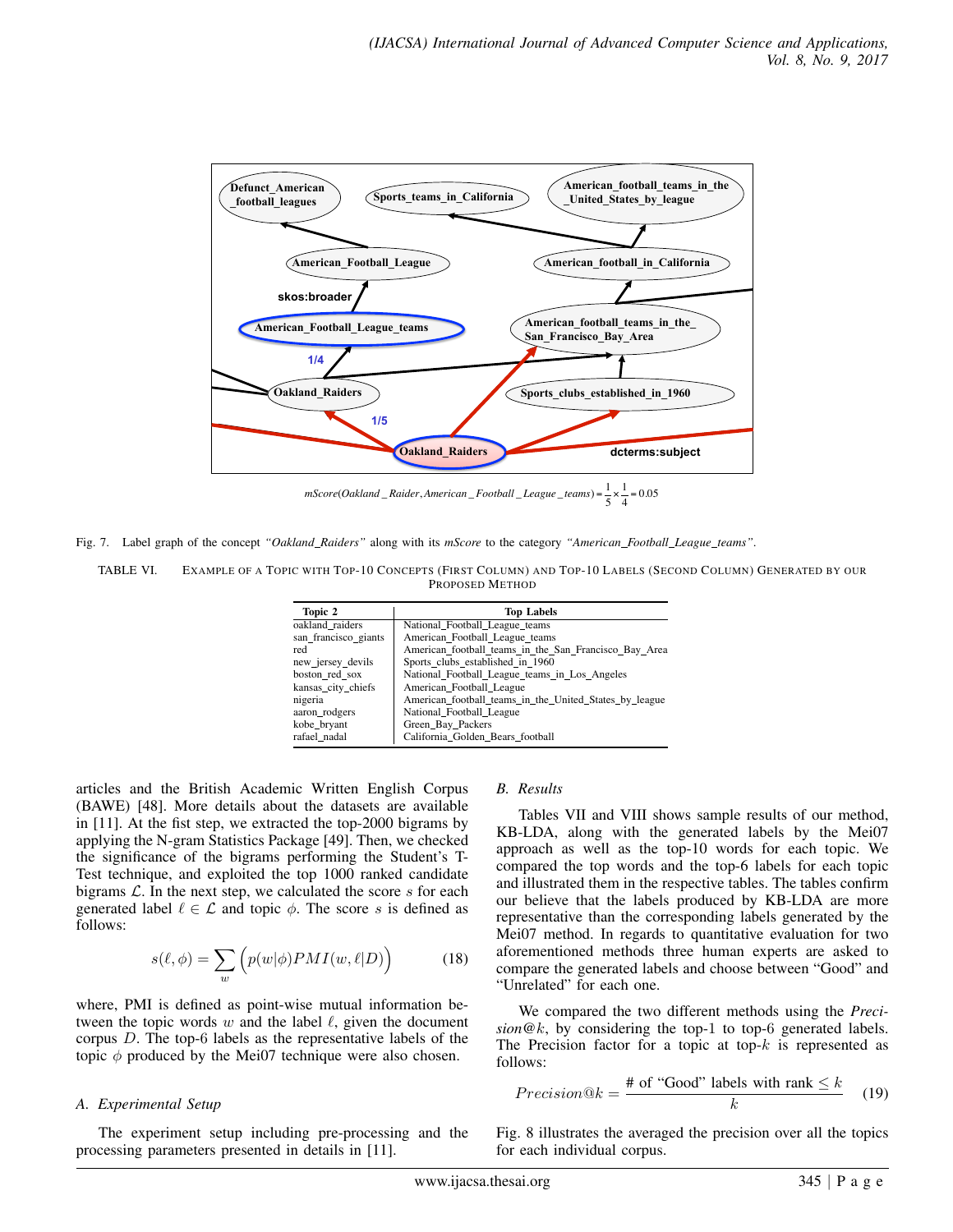$$mScore(Oakland\_Raider, American\_Football\_League\_teams) = \frac{1}{5} \times \frac{1}{4} = 0.05$$

Fig. 7. Label graph of the concept *"Oakland_Raiders"* along with its *mScore* to the category *"American_Football_League_teams"*.

TABLE VI. EXAMPLE OF A TOPIC WITH TOP-10 CONCEPTS (FIRST COLUMN) AND TOP-10 LABELS (SECOND COLUMN) GENERATED BY OUR PROPOSED METHOD

| Topic 2 | Top Labels |
|---|---|
| oakland_raiders | National_Football_League_teams |
| san_francisco_giants | American_Football_League_teams |
| red | American_football_teams_in_the_San_Francisco_Bay_Area |
| new_jersey_devils | Sports_clubs_established_in_1960 |
| boston_red_sox | National_Football_League_teams_in_Los_Angeles |
| kansas_city_chiefs | American_Football_League |
| nigeria | American_football_teams_in_the_United_States_by_league |
| aaron_rodgers | National_Football_League |
| kobe_bryant | Green_Bay_Packers |
| rafael_nadal | California_Golden_Bears_football |

articles and the British Academic Written English Corpus (BAWE) [48]. More details about the datasets are available in [11]. At the fist step, we extracted the top-2000 bigrams by applying the N-gram Statistics Package [49]. Then, we checked the significance of the bigrams performing the Student's T-Test technique, and exploited the top 1000 ranked candidate bigrams $\mathcal{L}$. In the next step, we calculated the score $s$ for each generated label $\ell \in \mathcal{L}$ and topic $\phi$. The score $s$ is defined as follows:

$$s(\ell, \phi) = \sum_{w} \Big( p(w|\phi) PMI(w, \ell|D) \Big) \tag{18}$$

where, PMI is defined as point-wise mutual information between the topic words $w$ and the label $\ell$, given the document corpus $D$. The top-6 labels as the representative labels of the topic $\phi$ produced by the Mei07 technique were also chosen.

### A. Experimental Setup

The experiment setup including pre-processing and the processing parameters presented in details in [11].

### B. Results

Tables VII and VIII shows sample results of our method, KB-LDA, along with the generated labels by the Mei07 approach as well as the top-10 words for each topic. We compared the top words and the top-6 labels for each topic and illustrated them in the respective tables. The tables confirm our believe that the labels produced by KB-LDA are more representative than the corresponding labels generated by the Mei07 method. In regards to quantitative evaluation for two aforementioned methods three human experts are asked to compare the generated labels and choose between "Good" and "Unrelated" for each one.

We compared the two different methods using the *Precision@k*, by considering the top-1 to top-6 generated labels. The Precision factor for a topic at top-$k$ is represented as follows:

$$Precision@k = \frac{\text{\# of "Good" labels with rank} \leq k}{k} \tag{19}$$

Fig. 8 illustrates the averaged the precision over all the topics for each individual corpus.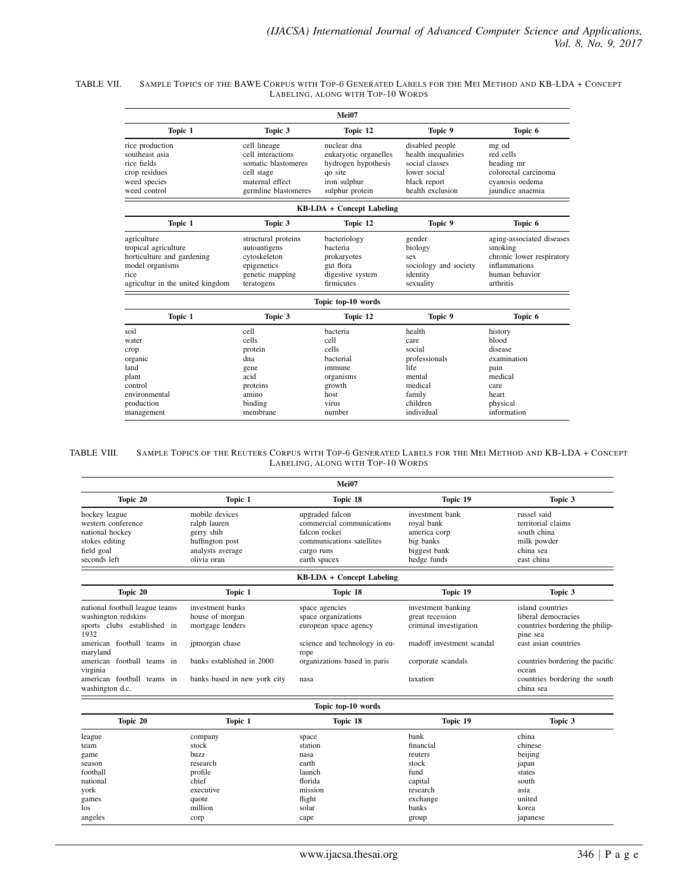TABLE VII. SAMPLE TOPICS OF THE BAWE CORPUS WITH TOP-6 GENERATED LABELS FOR THE MEI METHOD AND KB-LDA + CONCEPT LABELING, ALONG WITH TOP-10 WORDS

| Mei07 | | | | |
|---|---|---|---|---|
| **Topic 1** | **Topic 3** | **Topic 12** | **Topic 9** | **Topic 6** |
| rice production | cell lineage | nuclear dna | disabled people | mg od |
| southeast asia | cell interactions | eukaryotic organelles | health inequalities | red cells |
| rice fields | somatic blastomeres | hydrogen hypothesis | social classes | heading mr |
| crop residues | cell stage | qo site | lower social | colorectal carcinoma |
| weed species | maternal effect | iron sulphur | black report | cyanosis oedema |
| weed control | germline blastomeres | sulphur protein | health exclusion | jaundice anaemia |
| **KB-LDA + Concept Labeling** | | | | |
| **Topic 1** | **Topic 3** | **Topic 12** | **Topic 9** | **Topic 6** |
| agriculture | structural proteins | bacteriology | gender | aging-associated diseases |
| tropical agriculture | autoantigens | bacteria | biology | smoking |
| horticulture and gardening | cytoskeleton | prokaryotes | sex | chronic lower respiratory |
| model organisms | epigenetics | gut flora | sociology and society | inflammations |
| rice | genetic mapping | digestive system | identity | human behavior |
| agricultur in the united kingdom | teratogens | firmicutes | sexuality | arthritis |
| **Topic top-10 words** | | | | |
| **Topic 1** | **Topic 3** | **Topic 12** | **Topic 9** | **Topic 6** |
| soil | cell | bacteria | health | history |
| water | cells | cell | care | blood |
| crop | protein | cells | social | disease |
| organic | dna | bacterial | professionals | examination |
| land | gene | immune | life | pain |
| plant | acid | organisms | mental | medical |
| control | proteins | growth | medical | care |
| environmental | amino | host | family | heart |
| production | binding | virus | children | physical |
| management | membrane | number | individual | information |

TABLE VIII. SAMPLE TOPICS OF THE REUTERS CORPUS WITH TOP-6 GENERATED LABELS FOR THE MEI METHOD AND KB-LDA + CONCEPT LABELING, ALONG WITH TOP-10 WORDS

| Mei07 | | | | |
|---|---|---|---|---|
| **Topic 20** | **Topic 1** | **Topic 18** | **Topic 19** | **Topic 3** |
| hockey league | mobile devices | upgraded falcon | investment bank | russel said |
| western conference | ralph lauren | commercial communications | royal bank | territorial claims |
| national hockey | gerry shih | falcon rocket | america corp | south china |
| stokes editing | huffington post | communications satellites | big banks | milk powder |
| field goal | analysts average | cargo runs | biggest bank | china sea |
| seconds left | olivia oran | earth spacex | hedge funds | east china |
| **KB-LDA + Concept Labeling** | | | | |
| **Topic 20** | **Topic 1** | **Topic 18** | **Topic 19** | **Topic 3** |
| national football league teams | investment banks | space agencies | investment banking | island countries |
| washington redskins | house of morgan | space organizations | great recession | liberal democracies |
| sports clubs established in 1932 | mortgage lenders | european space agency | criminal investigation | countries bordering the philippine sea |
| american football teams in maryland | jpmorgan chase | science and technology in europe | madoff investment scandal | east asian countries |
| american football teams in virginia | banks established in 2000 | organizations based in paris | corporate scandals | countries bordering the pacific ocean |
| american football teams in washington d.c. | banks based in new york city | nasa | taxation | countries bordering the south china sea |
| **Topic top-10 words** | | | | |
| **Topic 20** | **Topic 1** | **Topic 18** | **Topic 19** | **Topic 3** |
| league | company | space | bank | china |
| team | stock | station | financial | chinese |
| game | buzz | nasa | reuters | beijing |
| season | research | earth | stock | japan |
| football | profile | launch | fund | states |
| national | chief | florida | capital | south |
| york | executive | mission | research | asia |
| games | quote | flight | exchange | united |
| los | million | solar | banks | korea |
| angeles | corp | cape | group | japanese |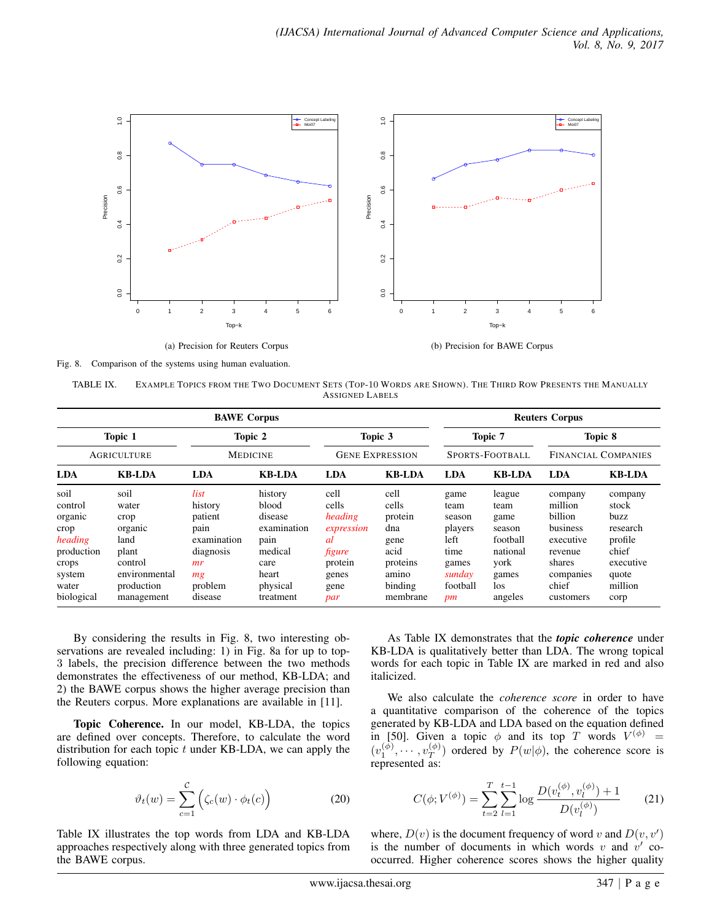(a) Precision for Reuters Corpus

(b) Precision for BAWE Corpus

Fig. 8. Comparison of the systems using human evaluation.

TABLE IX. EXAMPLE TOPICS FROM THE TWO DOCUMENT SETS (TOP-10 WORDS ARE SHOWN). THE THIRD ROW PRESENTS THE MANUALLY ASSIGNED LABELS

| BAWE Corpus | | | | | | Reuters Corpus | | | |
|---|---|---|---|---|---|---|---|---|---|
| Topic 1 | | Topic 2 | | Topic 3 | | Topic 7 | | Topic 8 | |
| AGRICULTURE | | MEDICINE | | GENE EXPRESSION | | SPORTS-FOOTBALL | | FINANCIAL COMPANIES | |
| **LDA** | **KB-LDA** | **LDA** | **KB-LDA** | **LDA** | **KB-LDA** | **LDA** | **KB-LDA** | **LDA** | **KB-LDA** |
| soil | soil | *list* | history | cell | cell | game | league | company | company |
| control | water | history | blood | cells | cells | team | team | million | stock |
| organic | crop | patient | disease | *heading* | protein | season | game | billion | buzz |
| crop | organic | pain | examination | *expression* | dna | players | season | business | research |
| *heading* | land | examination | pain | *al* | gene | left | football | executive | profile |
| production | plant | diagnosis | medical | *figure* | acid | time | national | revenue | chief |
| crops | control | *mr* | care | protein | proteins | games | york | shares | executive |
| system | environmental | *mg* | heart | genes | amino | *sunday* | games | companies | quote |
| water | production | problem | physical | gene | binding | football | los | chief | million |
| biological | management | disease | treatment | *par* | membrane | *pm* | angeles | customers | corp |

By considering the results in Fig. 8, two interesting observations are revealed including: 1) in Fig. 8a for up to top-3 labels, the precision difference between the two methods demonstrates the effectiveness of our method, KB-LDA; and 2) the BAWE corpus shows the higher average precision than the Reuters corpus. More explanations are available in [11].

**Topic Coherence.** In our model, KB-LDA, the topics are defined over concepts. Therefore, to calculate the word distribution for each topic $t$ under KB-LDA, we can apply the following equation:

$$\vartheta_t(w) = \sum_{c=1}^{\mathcal{C}} \Big( \zeta_c(w) \cdot \phi_t(c) \Big) \tag{20}$$

Table IX illustrates the top words from LDA and KB-LDA approaches respectively along with three generated topics from the BAWE corpus.

As Table IX demonstrates that the ***topic coherence*** under KB-LDA is qualitatively better than LDA. The wrong topical words for each topic in Table IX are marked in red and also italicized.

We also calculate the *coherence score* in order to have a quantitative comparison of the coherence of the topics generated by KB-LDA and LDA based on the equation defined in [50]. Given a topic $\phi$ and its top $T$ words $V^{(\phi)} = (v_1^{(\phi)}, \cdots, v_T^{(\phi)})$ ordered by $P(w|\phi)$, the coherence score is represented as:

$$C(\phi; V^{(\phi)}) = \sum_{t=2}^{T} \sum_{l=1}^{t-1} \log \frac{D(v_t^{(\phi)}, v_l^{(\phi)}) + 1}{D(v_l^{(\phi)})} \tag{21}$$

where, $D(v)$ is the document frequency of word $v$ and $D(v, v')$ is the number of documents in which words $v$ and $v'$ co-occurred. Higher coherence scores shows the higher quality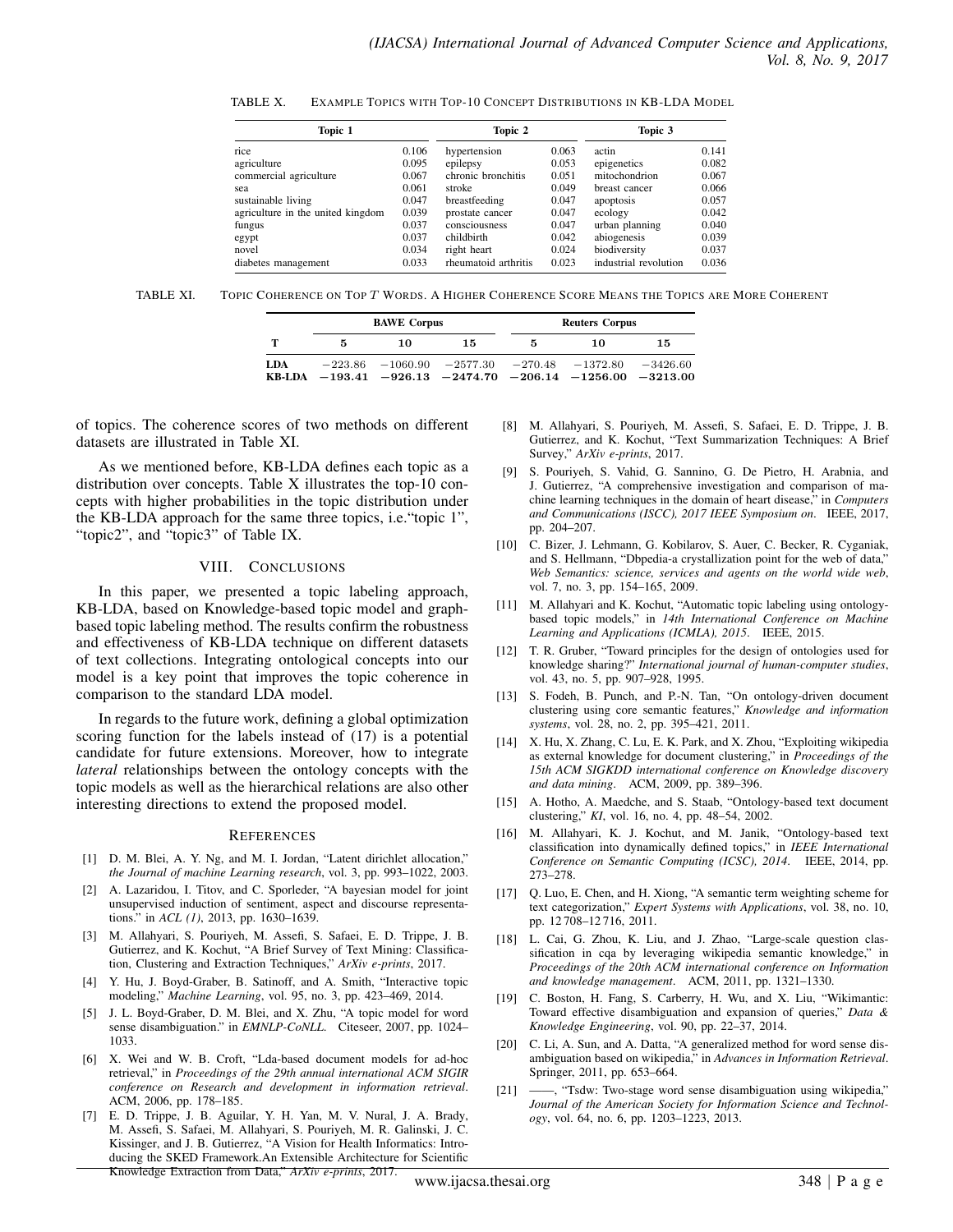TABLE X. Example Topics with Top-10 Concept Distributions in KB-LDA Model

| Topic 1 | | Topic 2 | | Topic 3 | |
|---|---|---|---|---|---|
| rice | 0.106 | hypertension | 0.063 | actin | 0.141 |
| agriculture | 0.095 | epilepsy | 0.053 | epigenetics | 0.082 |
| commercial agriculture | 0.067 | chronic bronchitis | 0.051 | mitochondrion | 0.067 |
| sea | 0.061 | stroke | 0.049 | breast cancer | 0.066 |
| sustainable living | 0.047 | breastfeeding | 0.047 | apoptosis | 0.057 |
| agriculture in the united kingdom | 0.039 | prostate cancer | 0.047 | ecology | 0.042 |
| fungus | 0.037 | consciousness | 0.047 | urban planning | 0.040 |
| egypt | 0.037 | childbirth | 0.042 | abiogenesis | 0.039 |
| novel | 0.034 | right heart | 0.024 | biodiversity | 0.037 |
| diabetes management | 0.033 | rheumatoid arthritis | 0.023 | industrial revolution | 0.036 |

TABLE XI. Topic Coherence on Top $T$ Words. A Higher Coherence Score Means the Topics are More Coherent

| | BAWE Corpus | | | Reuters Corpus | | |
|---|---|---|---|---|---|---|
| **T** | **5** | **10** | **15** | **5** | **10** | **15** |
| **LDA** | $-223.86$ | $-1060.90$ | $-2577.30$ | $-270.48$ | $-1372.80$ | $-3426.60$ |
| **KB-LDA** | $\mathbf{-193.41}$ | $\mathbf{-926.13}$ | $\mathbf{-2474.70}$ | $\mathbf{-206.14}$ | $\mathbf{-1256.00}$ | $\mathbf{-3213.00}$ |

of topics. The coherence scores of two methods on different datasets are illustrated in Table XI.

As we mentioned before, KB-LDA defines each topic as a distribution over concepts. Table X illustrates the top-10 concepts with higher probabilities in the topic distribution under the KB-LDA approach for the same three topics, i.e."topic 1", "topic2", and "topic3" of Table IX.

## VIII. Conclusions

In this paper, we presented a topic labeling approach, KB-LDA, based on Knowledge-based topic model and graph-based topic labeling method. The results confirm the robustness and effectiveness of KB-LDA technique on different datasets of text collections. Integrating ontological concepts into our model is a key point that improves the topic coherence in comparison to the standard LDA model.

In regards to the future work, defining a global optimization scoring function for the labels instead of (17) is a potential candidate for future extensions. Moreover, how to integrate *lateral* relationships between the ontology concepts with the topic models as well as the hierarchical relations are also other interesting directions to extend the proposed model.

## References

[1] D. M. Blei, A. Y. Ng, and M. I. Jordan, "Latent dirichlet allocation," *the Journal of machine Learning research*, vol. 3, pp. 993–1022, 2003.

[2] A. Lazaridou, I. Titov, and C. Sporleder, "A bayesian model for joint unsupervised induction of sentiment, aspect and discourse representations." in *ACL (1)*, 2013, pp. 1630–1639.

[3] M. Allahyari, S. Pouriyeh, M. Assefi, S. Safaei, E. D. Trippe, J. B. Gutierrez, and K. Kochut, "A Brief Survey of Text Mining: Classification, Clustering and Extraction Techniques," *ArXiv e-prints*, 2017.

[4] Y. Hu, J. Boyd-Graber, B. Satinoff, and A. Smith, "Interactive topic modeling," *Machine Learning*, vol. 95, no. 3, pp. 423–469, 2014.

[5] J. L. Boyd-Graber, D. M. Blei, and X. Zhu, "A topic model for word sense disambiguation." in *EMNLP-CoNLL*. Citeseer, 2007, pp. 1024–1033.

[6] X. Wei and W. B. Croft, "Lda-based document models for ad-hoc retrieval," in *Proceedings of the 29th annual international ACM SIGIR conference on Research and development in information retrieval*. ACM, 2006, pp. 178–185.

[7] E. D. Trippe, J. B. Aguilar, Y. H. Yan, M. V. Nural, J. A. Brady, M. Assefi, S. Safaei, M. Allahyari, S. Pouriyeh, M. R. Galinski, J. C. Kissinger, and J. B. Gutierrez, "A Vision for Health Informatics: Introducing the SKED Framework.An Extensible Architecture for Scientific Knowledge Extraction from Data," *ArXiv e-prints*, 2017.

[8] M. Allahyari, S. Pouriyeh, M. Assefi, S. Safaei, E. D. Trippe, J. B. Gutierrez, and K. Kochut, "Text Summarization Techniques: A Brief Survey," *ArXiv e-prints*, 2017.

[9] S. Pouriyeh, S. Vahid, G. Sannino, G. De Pietro, H. Arabnia, and J. Gutierrez, "A comprehensive investigation and comparison of machine learning techniques in the domain of heart disease," in *Computers and Communications (ISCC), 2017 IEEE Symposium on*. IEEE, 2017, pp. 204–207.

[10] C. Bizer, J. Lehmann, G. Kobilarov, S. Auer, C. Becker, R. Cyganiak, and S. Hellmann, "Dbpedia-a crystallization point for the web of data," *Web Semantics: science, services and agents on the world wide web*, vol. 7, no. 3, pp. 154–165, 2009.

[11] M. Allahyari and K. Kochut, "Automatic topic labeling using ontology-based topic models," in *14th International Conference on Machine Learning and Applications (ICMLA), 2015*. IEEE, 2015.

[12] T. R. Gruber, "Toward principles for the design of ontologies used for knowledge sharing?" *International journal of human-computer studies*, vol. 43, no. 5, pp. 907–928, 1995.

[13] S. Fodeh, B. Punch, and P.-N. Tan, "On ontology-driven document clustering using core semantic features," *Knowledge and information systems*, vol. 28, no. 2, pp. 395–421, 2011.

[14] X. Hu, X. Zhang, C. Lu, E. K. Park, and X. Zhou, "Exploiting wikipedia as external knowledge for document clustering," in *Proceedings of the 15th ACM SIGKDD international conference on Knowledge discovery and data mining*. ACM, 2009, pp. 389–396.

[15] A. Hotho, A. Maedche, and S. Staab, "Ontology-based text document clustering," *KI*, vol. 16, no. 4, pp. 48–54, 2002.

[16] M. Allahyari, K. J. Kochut, and M. Janik, "Ontology-based text classification into dynamically defined topics," in *IEEE International Conference on Semantic Computing (ICSC), 2014*. IEEE, 2014, pp. 273–278.

[17] Q. Luo, E. Chen, and H. Xiong, "A semantic term weighting scheme for text categorization," *Expert Systems with Applications*, vol. 38, no. 10, pp. 12 708–12 716, 2011.

[18] L. Cai, G. Zhou, K. Liu, and J. Zhao, "Large-scale question classification in cqa by leveraging wikipedia semantic knowledge," in *Proceedings of the 20th ACM international conference on Information and knowledge management*. ACM, 2011, pp. 1321–1330.

[19] C. Boston, H. Fang, S. Carberry, H. Wu, and X. Liu, "Wikimantic: Toward effective disambiguation and expansion of queries," *Data & Knowledge Engineering*, vol. 90, pp. 22–37, 2014.

[20] C. Li, A. Sun, and A. Datta, "A generalized method for word sense disambiguation based on wikipedia," in *Advances in Information Retrieval*. Springer, 2011, pp. 653–664.

[21] ——, "Tsdw: Two-stage word sense disambiguation using wikipedia," *Journal of the American Society for Information Science and Technology*, vol. 64, no. 6, pp. 1203–1223, 2013.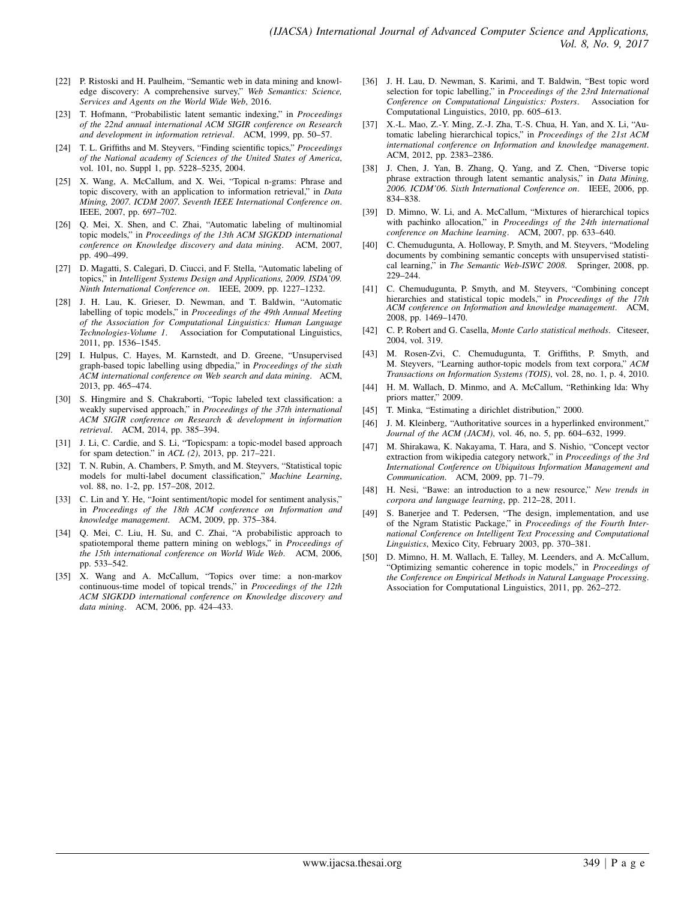[22] P. Ristoski and H. Paulheim, "Semantic web in data mining and knowledge discovery: A comprehensive survey," *Web Semantics: Science, Services and Agents on the World Wide Web*, 2016.

[23] T. Hofmann, "Probabilistic latent semantic indexing," in *Proceedings of the 22nd annual international ACM SIGIR conference on Research and development in information retrieval*. ACM, 1999, pp. 50–57.

[24] T. L. Griffiths and M. Steyvers, "Finding scientific topics," *Proceedings of the National academy of Sciences of the United States of America*, vol. 101, no. Suppl 1, pp. 5228–5235, 2004.

[25] X. Wang, A. McCallum, and X. Wei, "Topical n-grams: Phrase and topic discovery, with an application to information retrieval," in *Data Mining, 2007. ICDM 2007. Seventh IEEE International Conference on*. IEEE, 2007, pp. 697–702.

[26] Q. Mei, X. Shen, and C. Zhai, "Automatic labeling of multinomial topic models," in *Proceedings of the 13th ACM SIGKDD international conference on Knowledge discovery and data mining*. ACM, 2007, pp. 490–499.

[27] D. Magatti, S. Calegari, D. Ciucci, and F. Stella, "Automatic labeling of topics," in *Intelligent Systems Design and Applications, 2009. ISDA'09. Ninth International Conference on*. IEEE, 2009, pp. 1227–1232.

[28] J. H. Lau, K. Grieser, D. Newman, and T. Baldwin, "Automatic labelling of topic models," in *Proceedings of the 49th Annual Meeting of the Association for Computational Linguistics: Human Language Technologies-Volume 1*. Association for Computational Linguistics, 2011, pp. 1536–1545.

[29] I. Hulpus, C. Hayes, M. Karnstedt, and D. Greene, "Unsupervised graph-based topic labelling using dbpedia," in *Proceedings of the sixth ACM international conference on Web search and data mining*. ACM, 2013, pp. 465–474.

[30] S. Hingmire and S. Chakraborti, "Topic labeled text classification: a weakly supervised approach," in *Proceedings of the 37th international ACM SIGIR conference on Research & development in information retrieval*. ACM, 2014, pp. 385–394.

[31] J. Li, C. Cardie, and S. Li, "Topicspam: a topic-model based approach for spam detection." in *ACL (2)*, 2013, pp. 217–221.

[32] T. N. Rubin, A. Chambers, P. Smyth, and M. Steyvers, "Statistical topic models for multi-label document classification," *Machine Learning*, vol. 88, no. 1-2, pp. 157–208, 2012.

[33] C. Lin and Y. He, "Joint sentiment/topic model for sentiment analysis," in *Proceedings of the 18th ACM conference on Information and knowledge management*. ACM, 2009, pp. 375–384.

[34] Q. Mei, C. Liu, H. Su, and C. Zhai, "A probabilistic approach to spatiotemporal theme pattern mining on weblogs," in *Proceedings of the 15th international conference on World Wide Web*. ACM, 2006, pp. 533–542.

[35] X. Wang and A. McCallum, "Topics over time: a non-markov continuous-time model of topical trends," in *Proceedings of the 12th ACM SIGKDD international conference on Knowledge discovery and data mining*. ACM, 2006, pp. 424–433.

[36] J. H. Lau, D. Newman, S. Karimi, and T. Baldwin, "Best topic word selection for topic labelling," in *Proceedings of the 23rd International Conference on Computational Linguistics: Posters*. Association for Computational Linguistics, 2010, pp. 605–613.

[37] X.-L. Mao, Z.-Y. Ming, Z.-J. Zha, T.-S. Chua, H. Yan, and X. Li, "Automatic labeling hierarchical topics," in *Proceedings of the 21st ACM international conference on Information and knowledge management*. ACM, 2012, pp. 2383–2386.

[38] J. Chen, J. Yan, B. Zhang, Q. Yang, and Z. Chen, "Diverse topic phrase extraction through latent semantic analysis," in *Data Mining, 2006. ICDM'06. Sixth International Conference on*. IEEE, 2006, pp. 834–838.

[39] D. Mimno, W. Li, and A. McCallum, "Mixtures of hierarchical topics with pachinko allocation," in *Proceedings of the 24th international conference on Machine learning*. ACM, 2007, pp. 633–640.

[40] C. Chemudugunta, A. Holloway, P. Smyth, and M. Steyvers, "Modeling documents by combining semantic concepts with unsupervised statistical learning," in *The Semantic Web-ISWC 2008*. Springer, 2008, pp. 229–244.

[41] C. Chemudugunta, P. Smyth, and M. Steyvers, "Combining concept hierarchies and statistical topic models," in *Proceedings of the 17th ACM conference on Information and knowledge management*. ACM, 2008, pp. 1469–1470.

[42] C. P. Robert and G. Casella, *Monte Carlo statistical methods*. Citeseer, 2004, vol. 319.

[43] M. Rosen-Zvi, C. Chemudugunta, T. Griffiths, P. Smyth, and M. Steyvers, "Learning author-topic models from text corpora," *ACM Transactions on Information Systems (TOIS)*, vol. 28, no. 1, p. 4, 2010.

[44] H. M. Wallach, D. Minmo, and A. McCallum, "Rethinking lda: Why priors matter," 2009.

[45] T. Minka, "Estimating a dirichlet distribution," 2000.

[46] J. M. Kleinberg, "Authoritative sources in a hyperlinked environment," *Journal of the ACM (JACM)*, vol. 46, no. 5, pp. 604–632, 1999.

[47] M. Shirakawa, K. Nakayama, T. Hara, and S. Nishio, "Concept vector extraction from wikipedia category network," in *Proceedings of the 3rd International Conference on Ubiquitous Information Management and Communication*. ACM, 2009, pp. 71–79.

[48] H. Nesi, "Bawe: an introduction to a new resource," *New trends in corpora and language learning*, pp. 212–28, 2011.

[49] S. Banerjee and T. Pedersen, "The design, implementation, and use of the Ngram Statistic Package," in *Proceedings of the Fourth International Conference on Intelligent Text Processing and Computational Linguistics*, Mexico City, February 2003, pp. 370–381.

[50] D. Mimno, H. M. Wallach, E. Talley, M. Leenders, and A. McCallum, "Optimizing semantic coherence in topic models," in *Proceedings of the Conference on Empirical Methods in Natural Language Processing*. Association for Computational Linguistics, 2011, pp. 262–272.